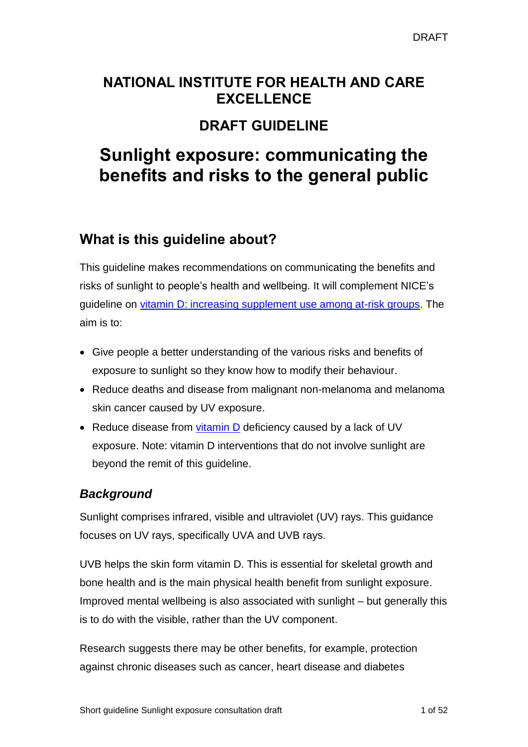# NATIONAL INSTITUTE FOR HEALTH AND CARE EXCELLENCE

## DRAFT GUIDELINE

# Sunlight exposure: communicating the benefits and risks to the general public

## What is this guideline about?

This guideline makes recommendations on communicating the benefits and risks of sunlight to people's health and wellbeing. It will complement NICE's guideline on [vitamin D: increasing supplement use among at-risk groups](). The aim is to:

- Give people a better understanding of the various risks and benefits of exposure to sunlight so they know how to modify their behaviour.
- Reduce deaths and disease from malignant non-melanoma and melanoma skin cancer caused by UV exposure.
- Reduce disease from [vitamin D]() deficiency caused by a lack of UV exposure. Note: vitamin D interventions that do not involve sunlight are beyond the remit of this guideline.

### *Background*

Sunlight comprises infrared, visible and ultraviolet (UV) rays. This guidance focuses on UV rays, specifically UVA and UVB rays.

UVB helps the skin form vitamin D. This is essential for skeletal growth and bone health and is the main physical health benefit from sunlight exposure. Improved mental wellbeing is also associated with sunlight – but generally this is to do with the visible, rather than the UV component.

Research suggests there may be other benefits, for example, protection against chronic diseases such as cancer, heart disease and diabetes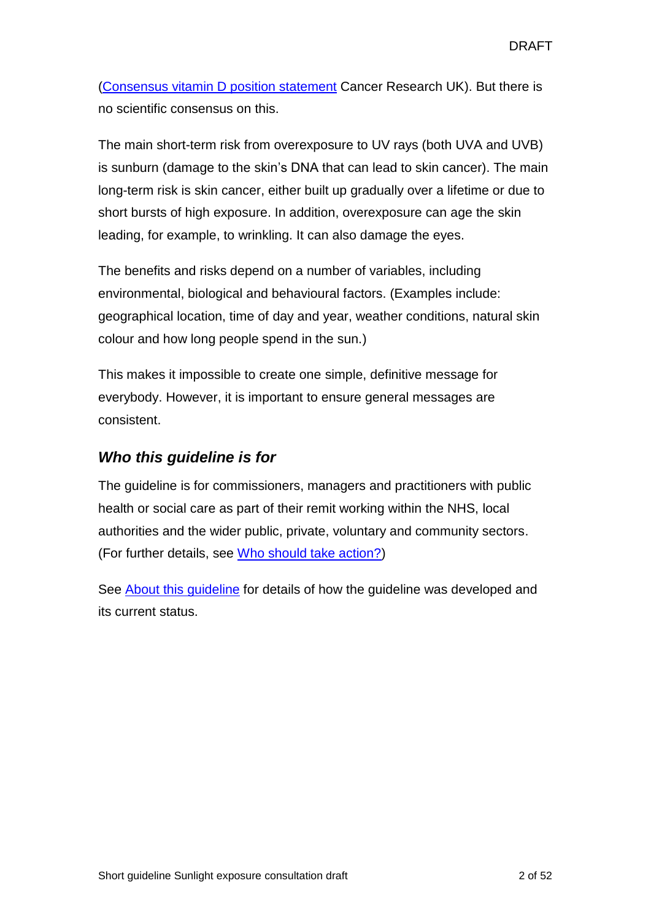([Consensus vitamin D position statement](#) Cancer Research UK). But there is no scientific consensus on this.

The main short-term risk from overexposure to UV rays (both UVA and UVB) is sunburn (damage to the skin's DNA that can lead to skin cancer). The main long-term risk is skin cancer, either built up gradually over a lifetime or due to short bursts of high exposure. In addition, overexposure can age the skin leading, for example, to wrinkling. It can also damage the eyes.

The benefits and risks depend on a number of variables, including environmental, biological and behavioural factors. (Examples include: geographical location, time of day and year, weather conditions, natural skin colour and how long people spend in the sun.)

This makes it impossible to create one simple, definitive message for everybody. However, it is important to ensure general messages are consistent.

### *Who this guideline is for*

The guideline is for commissioners, managers and practitioners with public health or social care as part of their remit working within the NHS, local authorities and the wider public, private, voluntary and community sectors. (For further details, see [Who should take action?](#))

See [About this guideline](#) for details of how the guideline was developed and its current status.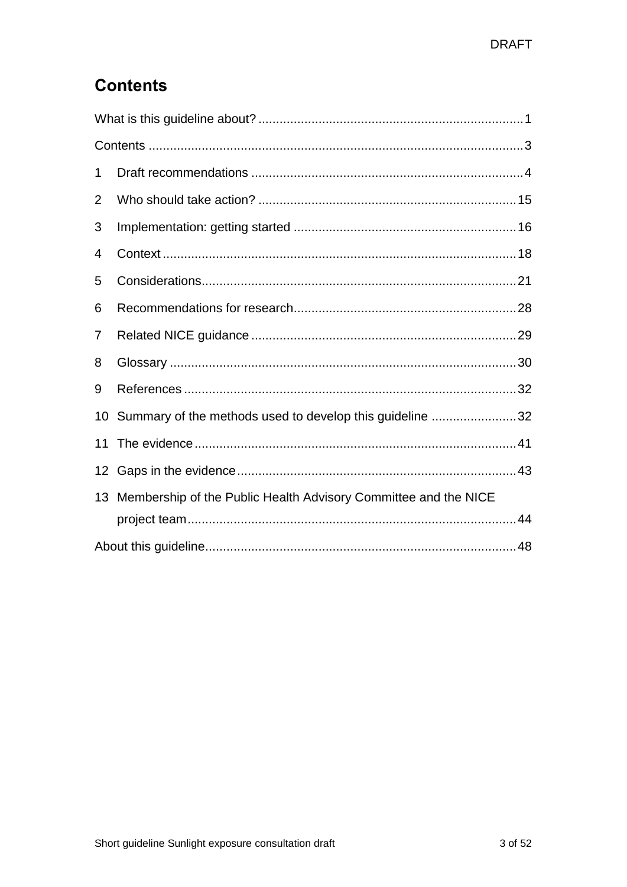## Contents

What is this guideline about? .......... 1

Contents .......... 3

1 Draft recommendations .......... 4

2 Who should take action? .......... 15

3 Implementation: getting started .......... 16

4 Context .......... 18

5 Considerations .......... 21

6 Recommendations for research .......... 28

7 Related NICE guidance .......... 29

8 Glossary .......... 30

9 References .......... 32

10 Summary of the methods used to develop this guideline .......... 32

11 The evidence .......... 41

12 Gaps in the evidence .......... 43

13 Membership of the Public Health Advisory Committee and the NICE project team .......... 44

About this guideline .......... 48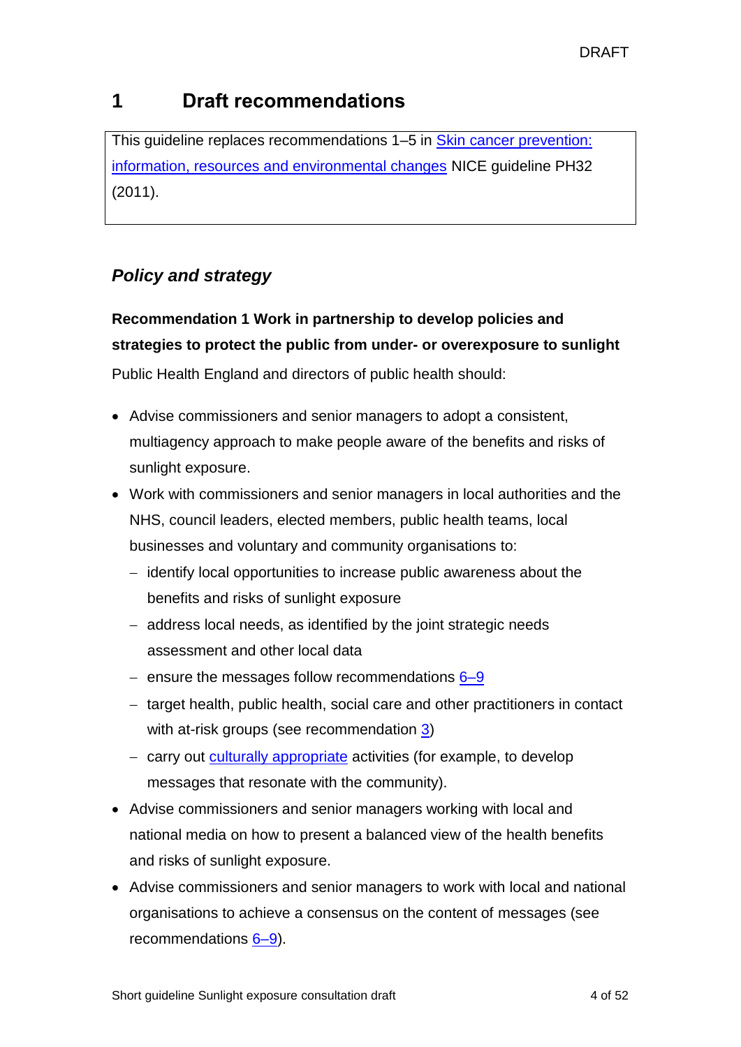# 1 Draft recommendations

This guideline replaces recommendations 1–5 in Skin cancer prevention: information, resources and environmental changes NICE guideline PH32 (2011).

## *Policy and strategy*

**Recommendation 1 Work in partnership to develop policies and strategies to protect the public from under- or overexposure to sunlight**

Public Health England and directors of public health should:

- Advise commissioners and senior managers to adopt a consistent, multiagency approach to make people aware of the benefits and risks of sunlight exposure.
- Work with commissioners and senior managers in local authorities and the NHS, council leaders, elected members, public health teams, local businesses and voluntary and community organisations to:
  - identify local opportunities to increase public awareness about the benefits and risks of sunlight exposure
  - address local needs, as identified by the joint strategic needs assessment and other local data
  - ensure the messages follow recommendations 6–9
  - target health, public health, social care and other practitioners in contact with at-risk groups (see recommendation 3)
  - carry out culturally appropriate activities (for example, to develop messages that resonate with the community).
- Advise commissioners and senior managers working with local and national media on how to present a balanced view of the health benefits and risks of sunlight exposure.
- Advise commissioners and senior managers to work with local and national organisations to achieve a consensus on the content of messages (see recommendations 6–9).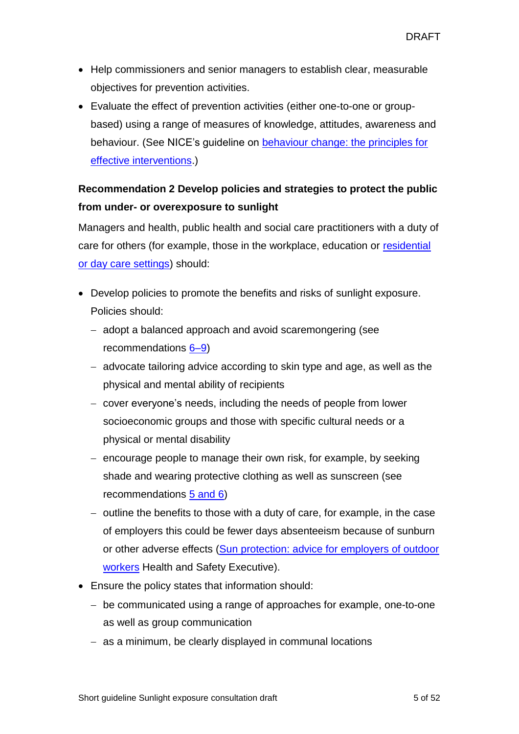- Help commissioners and senior managers to establish clear, measurable objectives for prevention activities.
- Evaluate the effect of prevention activities (either one-to-one or group-based) using a range of measures of knowledge, attitudes, awareness and behaviour. (See NICE's guideline on behaviour change: the principles for effective interventions.)

**Recommendation 2 Develop policies and strategies to protect the public from under- or overexposure to sunlight**

Managers and health, public health and social care practitioners with a duty of care for others (for example, those in the workplace, education or residential or day care settings) should:

- Develop policies to promote the benefits and risks of sunlight exposure. Policies should:
  - adopt a balanced approach and avoid scaremongering (see recommendations 6–9)
  - advocate tailoring advice according to skin type and age, as well as the physical and mental ability of recipients
  - cover everyone's needs, including the needs of people from lower socioeconomic groups and those with specific cultural needs or a physical or mental disability
  - encourage people to manage their own risk, for example, by seeking shade and wearing protective clothing as well as sunscreen (see recommendations 5 and 6)
  - outline the benefits to those with a duty of care, for example, in the case of employers this could be fewer days absenteeism because of sunburn or other adverse effects (Sun protection: advice for employers of outdoor workers Health and Safety Executive).
- Ensure the policy states that information should:
  - be communicated using a range of approaches for example, one-to-one as well as group communication
  - as a minimum, be clearly displayed in communal locations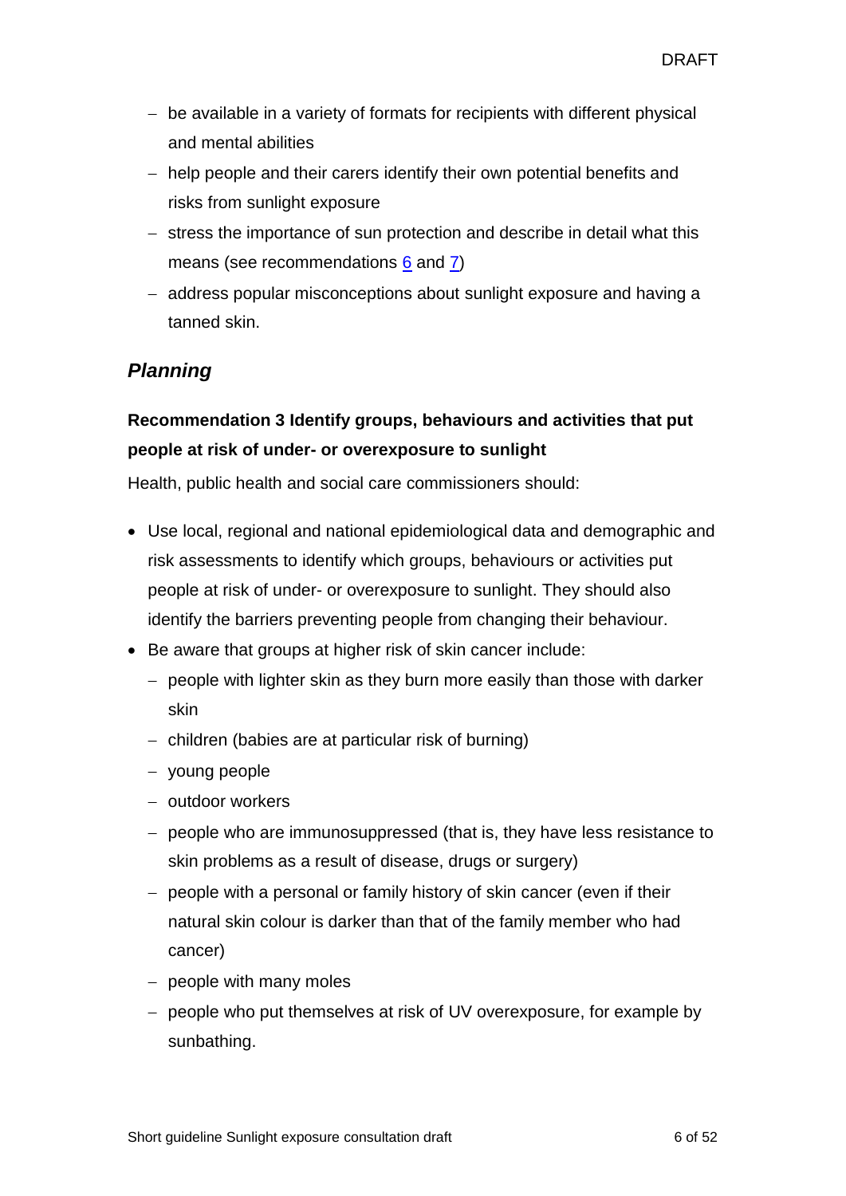- be available in a variety of formats for recipients with different physical and mental abilities
   - help people and their carers identify their own potential benefits and risks from sunlight exposure
   - stress the importance of sun protection and describe in detail what this means (see recommendations 6 and 7)
   - address popular misconceptions about sunlight exposure and having a tanned skin.

### *Planning*

**Recommendation 3 Identify groups, behaviours and activities that put people at risk of under- or overexposure to sunlight**

Health, public health and social care commissioners should:

- Use local, regional and national epidemiological data and demographic and risk assessments to identify which groups, behaviours or activities put people at risk of under- or overexposure to sunlight. They should also identify the barriers preventing people from changing their behaviour.
- Be aware that groups at higher risk of skin cancer include:
   - people with lighter skin as they burn more easily than those with darker skin
   - children (babies are at particular risk of burning)
   - young people
   - outdoor workers
   - people who are immunosuppressed (that is, they have less resistance to skin problems as a result of disease, drugs or surgery)
   - people with a personal or family history of skin cancer (even if their natural skin colour is darker than that of the family member who had cancer)
   - people with many moles
   - people who put themselves at risk of UV overexposure, for example by sunbathing.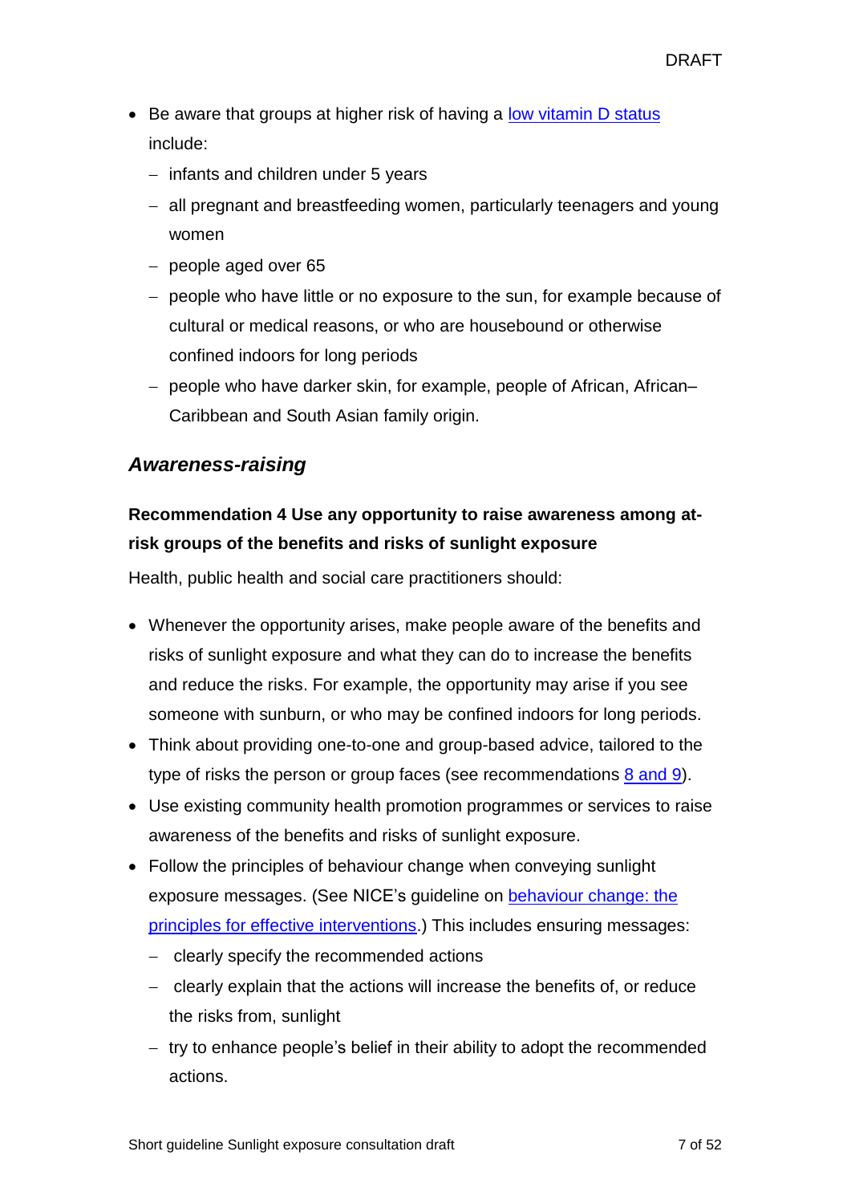- Be aware that groups at higher risk of having a [low vitamin D status](#) include:
  - infants and children under 5 years
  - all pregnant and breastfeeding women, particularly teenagers and young women
  - people aged over 65
  - people who have little or no exposure to the sun, for example because of cultural or medical reasons, or who are housebound or otherwise confined indoors for long periods
  - people who have darker skin, for example, people of African, African–Caribbean and South Asian family origin.

### *Awareness-raising*

**Recommendation 4 Use any opportunity to raise awareness among at-risk groups of the benefits and risks of sunlight exposure**

Health, public health and social care practitioners should:

- Whenever the opportunity arises, make people aware of the benefits and risks of sunlight exposure and what they can do to increase the benefits and reduce the risks. For example, the opportunity may arise if you see someone with sunburn, or who may be confined indoors for long periods.
- Think about providing one-to-one and group-based advice, tailored to the type of risks the person or group faces (see recommendations [8 and 9](#)).
- Use existing community health promotion programmes or services to raise awareness of the benefits and risks of sunlight exposure.
- Follow the principles of behaviour change when conveying sunlight exposure messages. (See NICE's guideline on [behaviour change: the principles for effective interventions](#).) This includes ensuring messages:
  - clearly specify the recommended actions
  - clearly explain that the actions will increase the benefits of, or reduce the risks from, sunlight
  - try to enhance people's belief in their ability to adopt the recommended actions.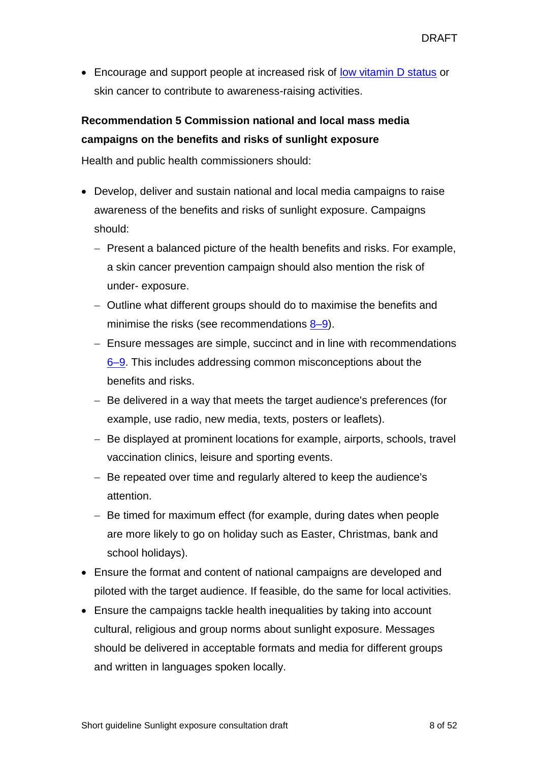- Encourage and support people at increased risk of low vitamin D status or skin cancer to contribute to awareness-raising activities.

**Recommendation 5 Commission national and local mass media campaigns on the benefits and risks of sunlight exposure**

Health and public health commissioners should:

- Develop, deliver and sustain national and local media campaigns to raise awareness of the benefits and risks of sunlight exposure. Campaigns should:
  - Present a balanced picture of the health benefits and risks. For example, a skin cancer prevention campaign should also mention the risk of under- exposure.
  - Outline what different groups should do to maximise the benefits and minimise the risks (see recommendations 8–9).
  - Ensure messages are simple, succinct and in line with recommendations 6–9. This includes addressing common misconceptions about the benefits and risks.
  - Be delivered in a way that meets the target audience's preferences (for example, use radio, new media, texts, posters or leaflets).
  - Be displayed at prominent locations for example, airports, schools, travel vaccination clinics, leisure and sporting events.
  - Be repeated over time and regularly altered to keep the audience's attention.
  - Be timed for maximum effect (for example, during dates when people are more likely to go on holiday such as Easter, Christmas, bank and school holidays).
- Ensure the format and content of national campaigns are developed and piloted with the target audience. If feasible, do the same for local activities.
- Ensure the campaigns tackle health inequalities by taking into account cultural, religious and group norms about sunlight exposure. Messages should be delivered in acceptable formats and media for different groups and written in languages spoken locally.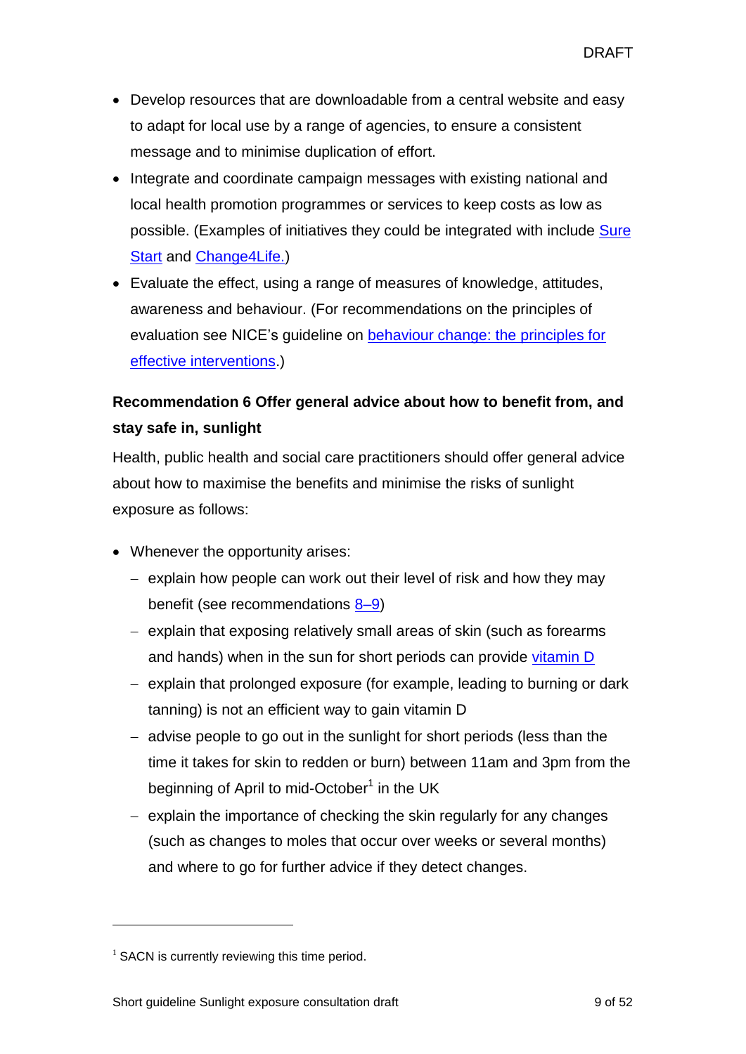- Develop resources that are downloadable from a central website and easy to adapt for local use by a range of agencies, to ensure a consistent message and to minimise duplication of effort.
- Integrate and coordinate campaign messages with existing national and local health promotion programmes or services to keep costs as low as possible. (Examples of initiatives they could be integrated with include Sure Start and Change4Life.)
- Evaluate the effect, using a range of measures of knowledge, attitudes, awareness and behaviour. (For recommendations on the principles of evaluation see NICE's guideline on behaviour change: the principles for effective interventions.)

**Recommendation 6 Offer general advice about how to benefit from, and stay safe in, sunlight**

Health, public health and social care practitioners should offer general advice about how to maximise the benefits and minimise the risks of sunlight exposure as follows:

- Whenever the opportunity arises:
  - explain how people can work out their level of risk and how they may benefit (see recommendations 8–9)
  - explain that exposing relatively small areas of skin (such as forearms and hands) when in the sun for short periods can provide vitamin D
  - explain that prolonged exposure (for example, leading to burning or dark tanning) is not an efficient way to gain vitamin D
  - advise people to go out in the sunlight for short periods (less than the time it takes for skin to redden or burn) between 11am and 3pm from the beginning of April to mid-October[1] in the UK
  - explain the importance of checking the skin regularly for any changes (such as changes to moles that occur over weeks or several months) and where to go for further advice if they detect changes.

---

[1] SACN is currently reviewing this time period.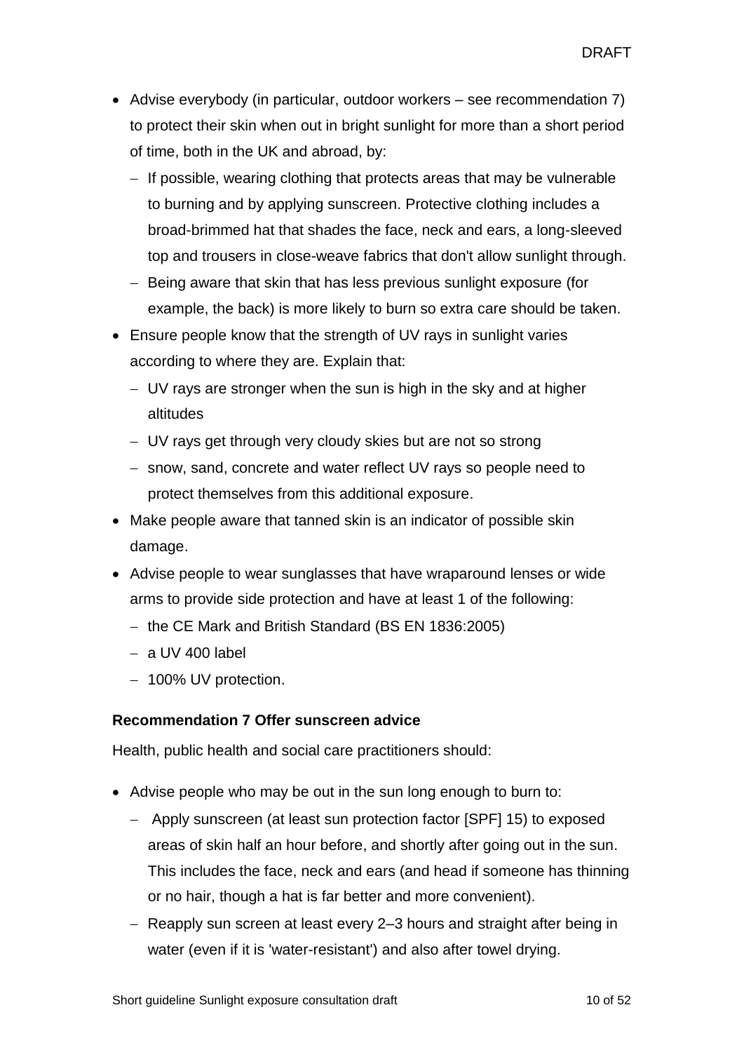- Advise everybody (in particular, outdoor workers – see recommendation 7) to protect their skin when out in bright sunlight for more than a short period of time, both in the UK and abroad, by:
  - If possible, wearing clothing that protects areas that may be vulnerable to burning and by applying sunscreen. Protective clothing includes a broad-brimmed hat that shades the face, neck and ears, a long-sleeved top and trousers in close-weave fabrics that don't allow sunlight through.
  - Being aware that skin that has less previous sunlight exposure (for example, the back) is more likely to burn so extra care should be taken.
- Ensure people know that the strength of UV rays in sunlight varies according to where they are. Explain that:
  - UV rays are stronger when the sun is high in the sky and at higher altitudes
  - UV rays get through very cloudy skies but are not so strong
  - snow, sand, concrete and water reflect UV rays so people need to protect themselves from this additional exposure.
- Make people aware that tanned skin is an indicator of possible skin damage.
- Advise people to wear sunglasses that have wraparound lenses or wide arms to provide side protection and have at least 1 of the following:
  - the CE Mark and British Standard (BS EN 1836:2005)
  - a UV 400 label
  - 100% UV protection.

**Recommendation 7 Offer sunscreen advice**

Health, public health and social care practitioners should:

- Advise people who may be out in the sun long enough to burn to:
  - Apply sunscreen (at least sun protection factor [SPF] 15) to exposed areas of skin half an hour before, and shortly after going out in the sun. This includes the face, neck and ears (and head if someone has thinning or no hair, though a hat is far better and more convenient).
  - Reapply sun screen at least every 2–3 hours and straight after being in water (even if it is 'water-resistant') and also after towel drying.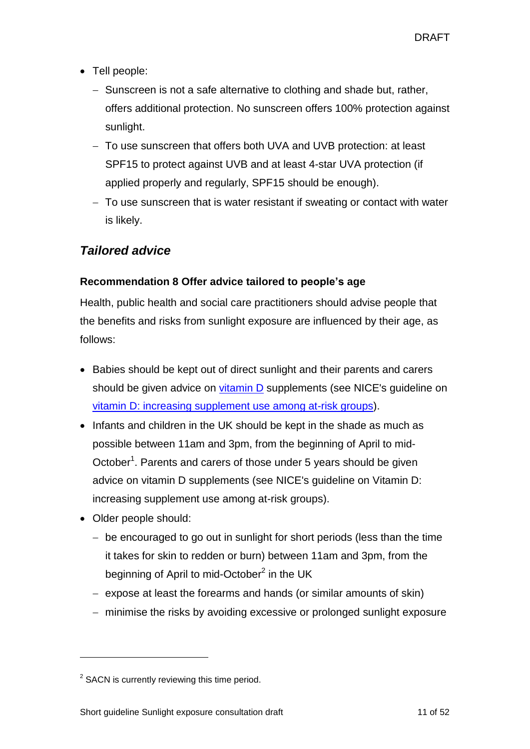- Tell people:
  - Sunscreen is not a safe alternative to clothing and shade but, rather, offers additional protection. No sunscreen offers 100% protection against sunlight.
  - To use sunscreen that offers both UVA and UVB protection: at least SPF15 to protect against UVB and at least 4-star UVA protection (if applied properly and regularly, SPF15 should be enough).
  - To use sunscreen that is water resistant if sweating or contact with water is likely.

## *Tailored advice*

### Recommendation 8 Offer advice tailored to people's age

Health, public health and social care practitioners should advise people that the benefits and risks from sunlight exposure are influenced by their age, as follows:

- Babies should be kept out of direct sunlight and their parents and carers should be given advice on vitamin D supplements (see NICE's guideline on vitamin D: increasing supplement use among at-risk groups).
- Infants and children in the UK should be kept in the shade as much as possible between 11am and 3pm, from the beginning of April to mid-October[1]. Parents and carers of those under 5 years should be given advice on vitamin D supplements (see NICE's guideline on Vitamin D: increasing supplement use among at-risk groups).
- Older people should:
  - be encouraged to go out in sunlight for short periods (less than the time it takes for skin to redden or burn) between 11am and 3pm, from the beginning of April to mid-October[2] in the UK
  - expose at least the forearms and hands (or similar amounts of skin)
  - minimise the risks by avoiding excessive or prolonged sunlight exposure

---

[2] SACN is currently reviewing this time period.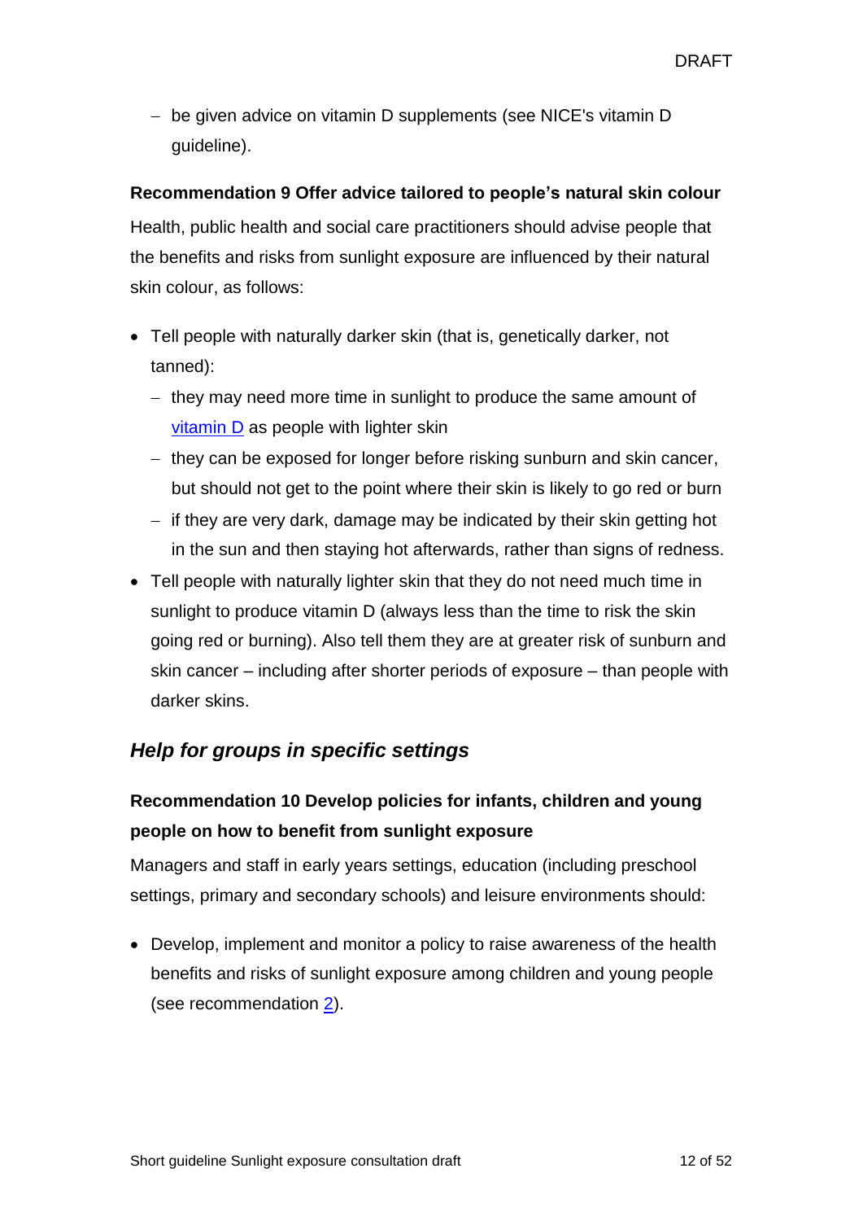- be given advice on vitamin D supplements (see NICE's vitamin D guideline).

**Recommendation 9 Offer advice tailored to people's natural skin colour**

Health, public health and social care practitioners should advise people that the benefits and risks from sunlight exposure are influenced by their natural skin colour, as follows:

- Tell people with naturally darker skin (that is, genetically darker, not tanned):
  - they may need more time in sunlight to produce the same amount of vitamin D as people with lighter skin
  - they can be exposed for longer before risking sunburn and skin cancer, but should not get to the point where their skin is likely to go red or burn
  - if they are very dark, damage may be indicated by their skin getting hot in the sun and then staying hot afterwards, rather than signs of redness.
- Tell people with naturally lighter skin that they do not need much time in sunlight to produce vitamin D (always less than the time to risk the skin going red or burning). Also tell them they are at greater risk of sunburn and skin cancer – including after shorter periods of exposure – than people with darker skins.

## *Help for groups in specific settings*

**Recommendation 10 Develop policies for infants, children and young people on how to benefit from sunlight exposure**

Managers and staff in early years settings, education (including preschool settings, primary and secondary schools) and leisure environments should:

- Develop, implement and monitor a policy to raise awareness of the health benefits and risks of sunlight exposure among children and young people (see recommendation 2).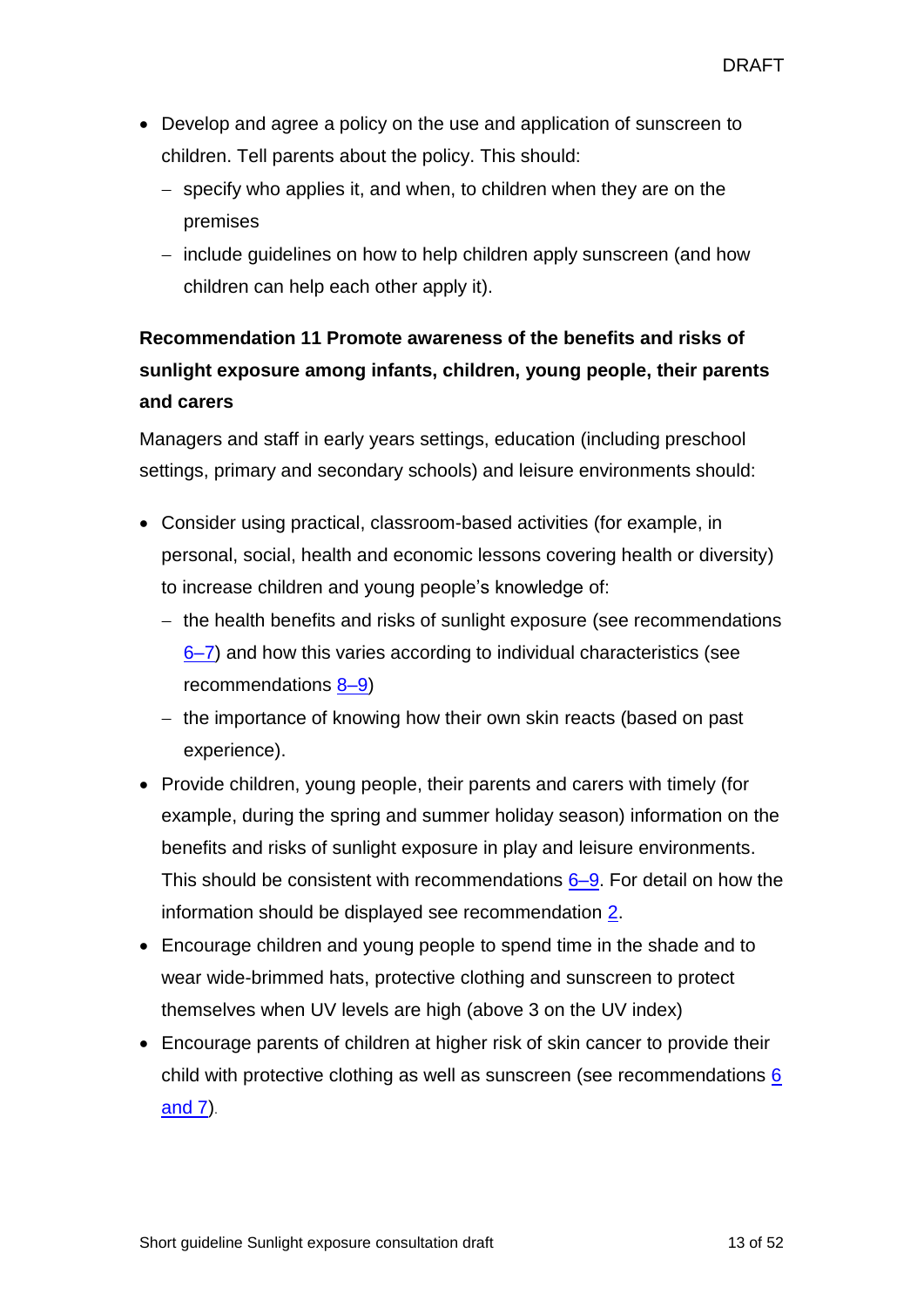- Develop and agree a policy on the use and application of sunscreen to children. Tell parents about the policy. This should:
  - specify who applies it, and when, to children when they are on the premises
  - include guidelines on how to help children apply sunscreen (and how children can help each other apply it).

**Recommendation 11 Promote awareness of the benefits and risks of sunlight exposure among infants, children, young people, their parents and carers**

Managers and staff in early years settings, education (including preschool settings, primary and secondary schools) and leisure environments should:

- Consider using practical, classroom-based activities (for example, in personal, social, health and economic lessons covering health or diversity) to increase children and young people's knowledge of:
  - the health benefits and risks of sunlight exposure (see recommendations 6–7) and how this varies according to individual characteristics (see recommendations 8–9)
  - the importance of knowing how their own skin reacts (based on past experience).
- Provide children, young people, their parents and carers with timely (for example, during the spring and summer holiday season) information on the benefits and risks of sunlight exposure in play and leisure environments. This should be consistent with recommendations 6–9. For detail on how the information should be displayed see recommendation 2.
- Encourage children and young people to spend time in the shade and to wear wide-brimmed hats, protective clothing and sunscreen to protect themselves when UV levels are high (above 3 on the UV index)
- Encourage parents of children at higher risk of skin cancer to provide their child with protective clothing as well as sunscreen (see recommendations 6 and 7).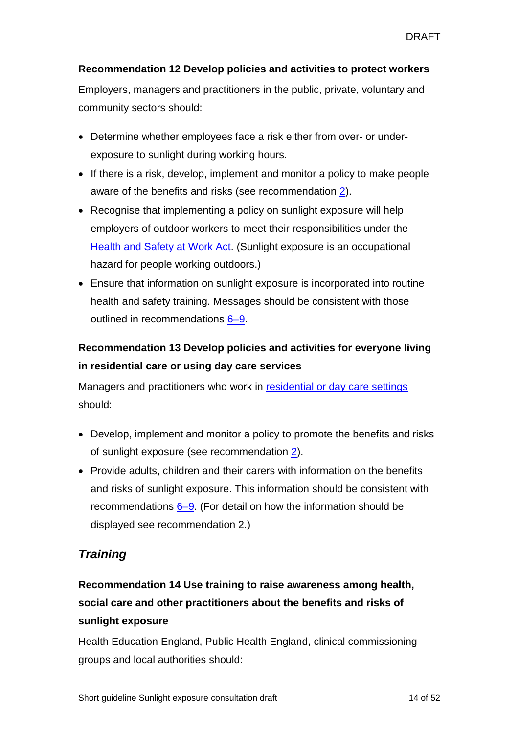**Recommendation 12 Develop policies and activities to protect workers**

Employers, managers and practitioners in the public, private, voluntary and community sectors should:

- Determine whether employees face a risk either from over- or under-exposure to sunlight during working hours.
- If there is a risk, develop, implement and monitor a policy to make people aware of the benefits and risks (see recommendation 2).
- Recognise that implementing a policy on sunlight exposure will help employers of outdoor workers to meet their responsibilities under the Health and Safety at Work Act. (Sunlight exposure is an occupational hazard for people working outdoors.)
- Ensure that information on sunlight exposure is incorporated into routine health and safety training. Messages should be consistent with those outlined in recommendations 6–9.

**Recommendation 13 Develop policies and activities for everyone living in residential care or using day care services**

Managers and practitioners who work in residential or day care settings should:

- Develop, implement and monitor a policy to promote the benefits and risks of sunlight exposure (see recommendation 2).
- Provide adults, children and their carers with information on the benefits and risks of sunlight exposure. This information should be consistent with recommendations 6–9. (For detail on how the information should be displayed see recommendation 2.)

## *Training*

**Recommendation 14 Use training to raise awareness among health, social care and other practitioners about the benefits and risks of sunlight exposure**

Health Education England, Public Health England, clinical commissioning groups and local authorities should: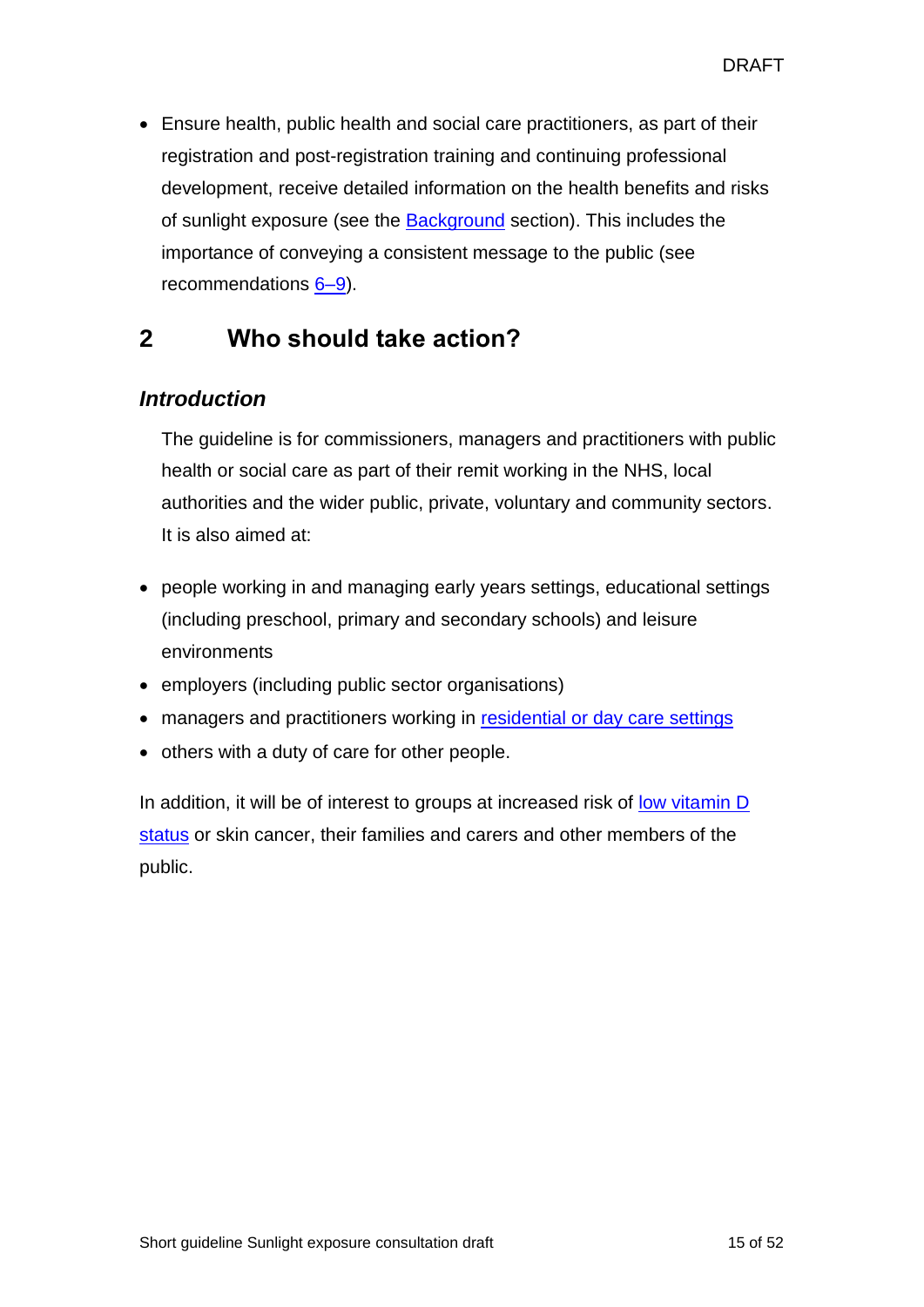- Ensure health, public health and social care practitioners, as part of their registration and post-registration training and continuing professional development, receive detailed information on the health benefits and risks of sunlight exposure (see the Background section). This includes the importance of conveying a consistent message to the public (see recommendations 6–9).

## 2 Who should take action?

### *Introduction*

The guideline is for commissioners, managers and practitioners with public health or social care as part of their remit working in the NHS, local authorities and the wider public, private, voluntary and community sectors. It is also aimed at:

- people working in and managing early years settings, educational settings (including preschool, primary and secondary schools) and leisure environments
- employers (including public sector organisations)
- managers and practitioners working in residential or day care settings
- others with a duty of care for other people.

In addition, it will be of interest to groups at increased risk of low vitamin D status or skin cancer, their families and carers and other members of the public.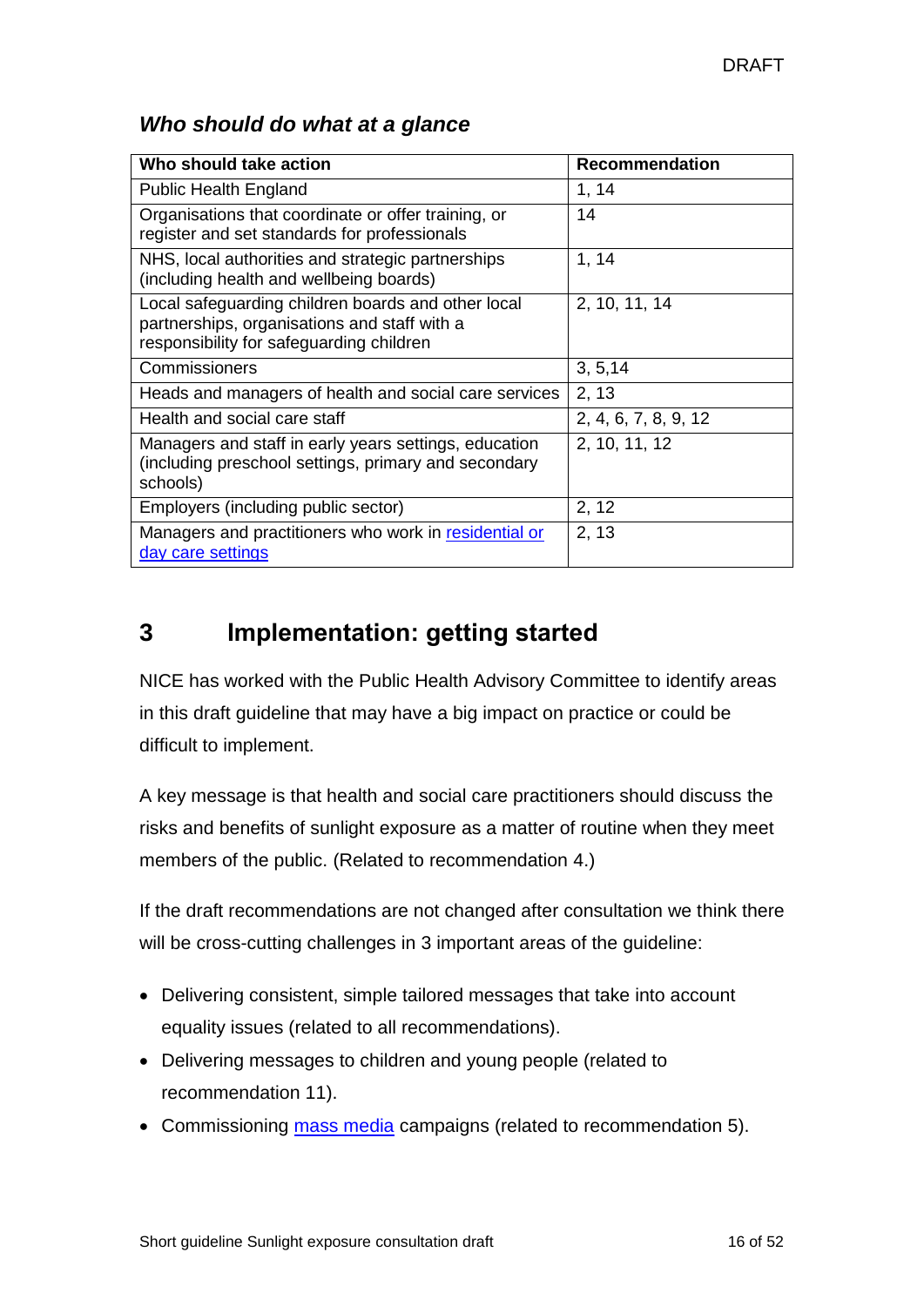### *Who should do what at a glance*

| Who should take action | Recommendation |
|---|---|
| Public Health England | 1, 14 |
| Organisations that coordinate or offer training, or register and set standards for professionals | 14 |
| NHS, local authorities and strategic partnerships (including health and wellbeing boards) | 1, 14 |
| Local safeguarding children boards and other local partnerships, organisations and staff with a responsibility for safeguarding children | 2, 10, 11, 14 |
| Commissioners | 3, 5,14 |
| Heads and managers of health and social care services | 2, 13 |
| Health and social care staff | 2, 4, 6, 7, 8, 9, 12 |
| Managers and staff in early years settings, education (including preschool settings, primary and secondary schools) | 2, 10, 11, 12 |
| Employers (including public sector) | 2, 12 |
| Managers and practitioners who work in residential or day care settings | 2, 13 |

## 3 Implementation: getting started

NICE has worked with the Public Health Advisory Committee to identify areas in this draft guideline that may have a big impact on practice or could be difficult to implement.

A key message is that health and social care practitioners should discuss the risks and benefits of sunlight exposure as a matter of routine when they meet members of the public. (Related to recommendation 4.)

If the draft recommendations are not changed after consultation we think there will be cross-cutting challenges in 3 important areas of the guideline:

- Delivering consistent, simple tailored messages that take into account equality issues (related to all recommendations).
- Delivering messages to children and young people (related to recommendation 11).
- Commissioning mass media campaigns (related to recommendation 5).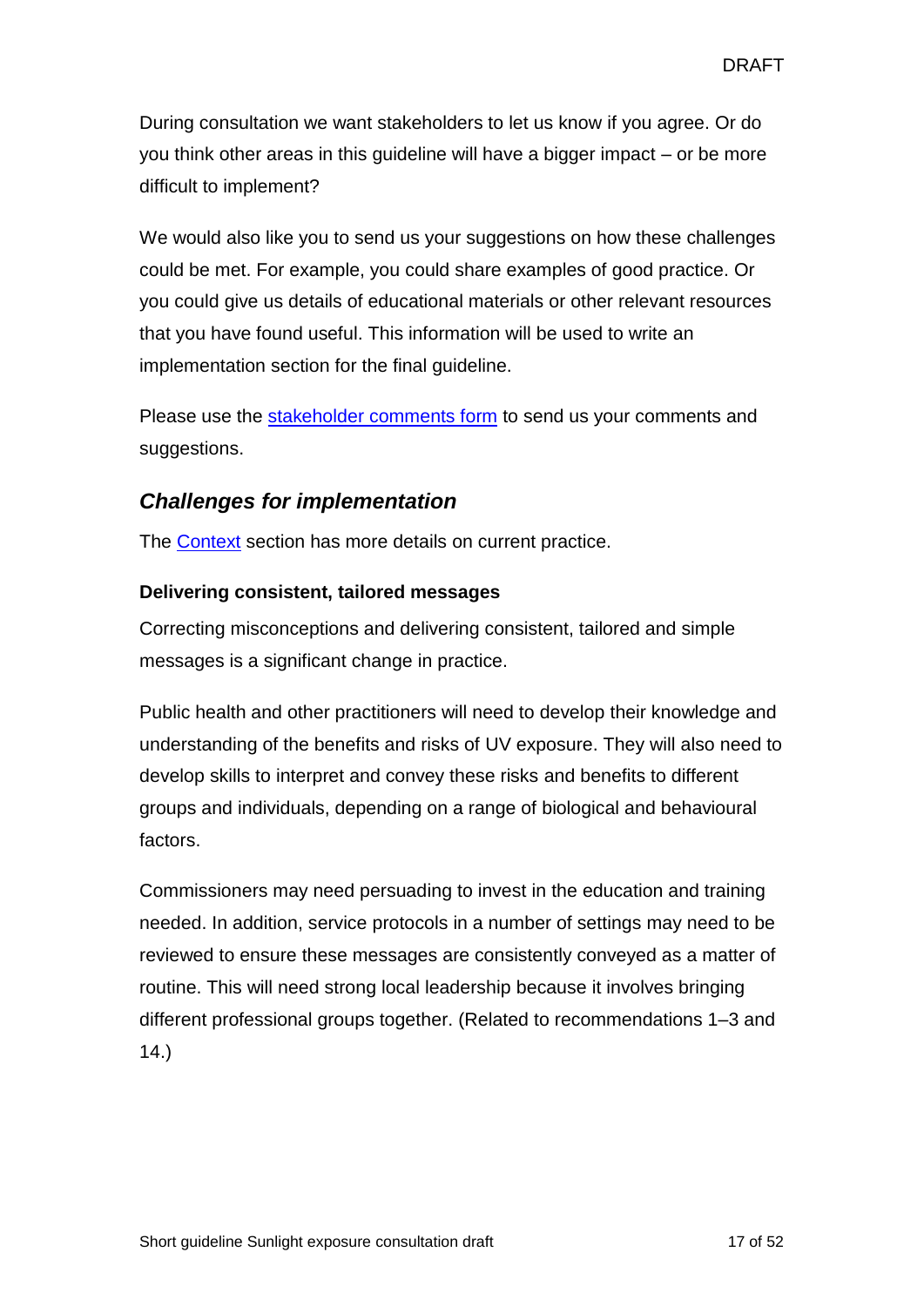During consultation we want stakeholders to let us know if you agree. Or do you think other areas in this guideline will have a bigger impact – or be more difficult to implement?

We would also like you to send us your suggestions on how these challenges could be met. For example, you could share examples of good practice. Or you could give us details of educational materials or other relevant resources that you have found useful. This information will be used to write an implementation section for the final guideline.

Please use the stakeholder comments form to send us your comments and suggestions.

## *Challenges for implementation*

The Context section has more details on current practice.

**Delivering consistent, tailored messages**

Correcting misconceptions and delivering consistent, tailored and simple messages is a significant change in practice.

Public health and other practitioners will need to develop their knowledge and understanding of the benefits and risks of UV exposure. They will also need to develop skills to interpret and convey these risks and benefits to different groups and individuals, depending on a range of biological and behavioural factors.

Commissioners may need persuading to invest in the education and training needed. In addition, service protocols in a number of settings may need to be reviewed to ensure these messages are consistently conveyed as a matter of routine. This will need strong local leadership because it involves bringing different professional groups together. (Related to recommendations 1–3 and 14.)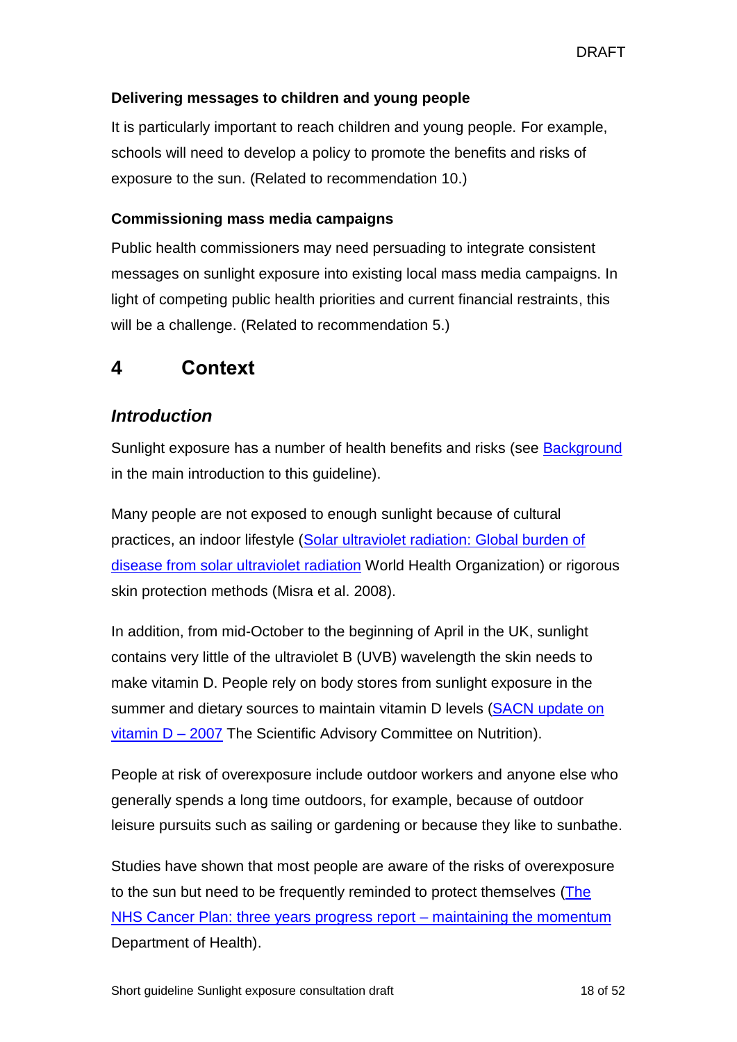**Delivering messages to children and young people**

It is particularly important to reach children and young people. For example, schools will need to develop a policy to promote the benefits and risks of exposure to the sun. (Related to recommendation 10.)

**Commissioning mass media campaigns**

Public health commissioners may need persuading to integrate consistent messages on sunlight exposure into existing local mass media campaigns. In light of competing public health priorities and current financial restraints, this will be a challenge. (Related to recommendation 5.)

# 4 Context

### *Introduction*

Sunlight exposure has a number of health benefits and risks (see Background in the main introduction to this guideline).

Many people are not exposed to enough sunlight because of cultural practices, an indoor lifestyle (Solar ultraviolet radiation: Global burden of disease from solar ultraviolet radiation World Health Organization) or rigorous skin protection methods (Misra et al. 2008).

In addition, from mid-October to the beginning of April in the UK, sunlight contains very little of the ultraviolet B (UVB) wavelength the skin needs to make vitamin D. People rely on body stores from sunlight exposure in the summer and dietary sources to maintain vitamin D levels (SACN update on vitamin D – 2007 The Scientific Advisory Committee on Nutrition).

People at risk of overexposure include outdoor workers and anyone else who generally spends a long time outdoors, for example, because of outdoor leisure pursuits such as sailing or gardening or because they like to sunbathe.

Studies have shown that most people are aware of the risks of overexposure to the sun but need to be frequently reminded to protect themselves (The NHS Cancer Plan: three years progress report – maintaining the momentum Department of Health).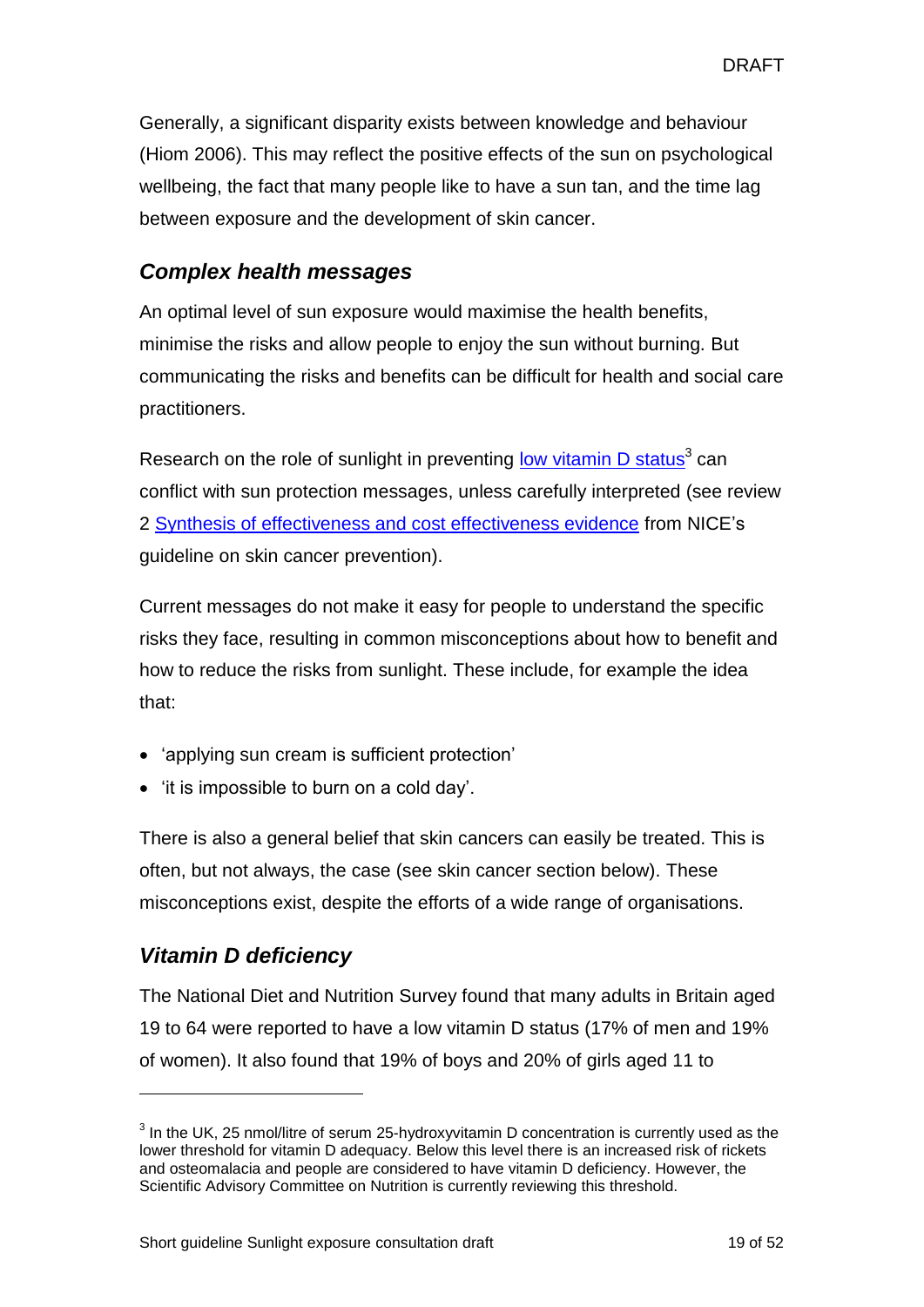Generally, a significant disparity exists between knowledge and behaviour (Hiom 2006). This may reflect the positive effects of the sun on psychological wellbeing, the fact that many people like to have a sun tan, and the time lag between exposure and the development of skin cancer.

### *Complex health messages*

An optimal level of sun exposure would maximise the health benefits, minimise the risks and allow people to enjoy the sun without burning. But communicating the risks and benefits can be difficult for health and social care practitioners.

Research on the role of sunlight in preventing low vitamin D status[3] can conflict with sun protection messages, unless carefully interpreted (see review 2 Synthesis of effectiveness and cost effectiveness evidence from NICE's guideline on skin cancer prevention).

Current messages do not make it easy for people to understand the specific risks they face, resulting in common misconceptions about how to benefit and how to reduce the risks from sunlight. These include, for example the idea that:

- 'applying sun cream is sufficient protection'
- 'it is impossible to burn on a cold day'.

There is also a general belief that skin cancers can easily be treated. This is often, but not always, the case (see skin cancer section below). These misconceptions exist, despite the efforts of a wide range of organisations.

### *Vitamin D deficiency*

The National Diet and Nutrition Survey found that many adults in Britain aged 19 to 64 were reported to have a low vitamin D status (17% of men and 19% of women). It also found that 19% of boys and 20% of girls aged 11 to

---

[3] In the UK, 25 nmol/litre of serum 25-hydroxyvitamin D concentration is currently used as the lower threshold for vitamin D adequacy. Below this level there is an increased risk of rickets and osteomalacia and people are considered to have vitamin D deficiency. However, the Scientific Advisory Committee on Nutrition is currently reviewing this threshold.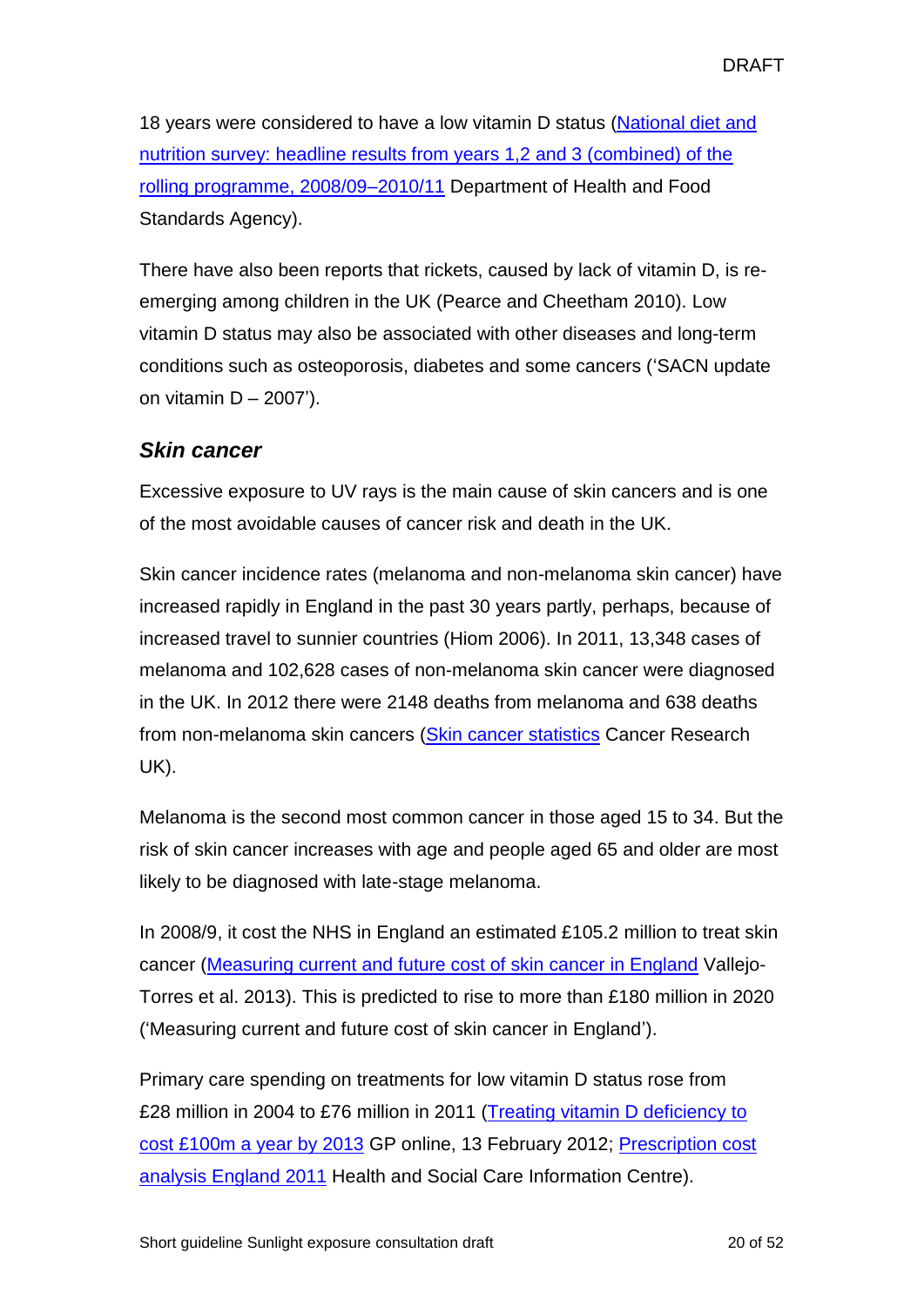18 years were considered to have a low vitamin D status (National diet and nutrition survey: headline results from years 1,2 and 3 (combined) of the rolling programme, 2008/09–2010/11 Department of Health and Food Standards Agency).

There have also been reports that rickets, caused by lack of vitamin D, is re-emerging among children in the UK (Pearce and Cheetham 2010). Low vitamin D status may also be associated with other diseases and long-term conditions such as osteoporosis, diabetes and some cancers ('SACN update on vitamin D – 2007').

### *Skin cancer*

Excessive exposure to UV rays is the main cause of skin cancers and is one of the most avoidable causes of cancer risk and death in the UK.

Skin cancer incidence rates (melanoma and non-melanoma skin cancer) have increased rapidly in England in the past 30 years partly, perhaps, because of increased travel to sunnier countries (Hiom 2006). In 2011, 13,348 cases of melanoma and 102,628 cases of non-melanoma skin cancer were diagnosed in the UK. In 2012 there were 2148 deaths from melanoma and 638 deaths from non-melanoma skin cancers (Skin cancer statistics Cancer Research UK).

Melanoma is the second most common cancer in those aged 15 to 34. But the risk of skin cancer increases with age and people aged 65 and older are most likely to be diagnosed with late-stage melanoma.

In 2008/9, it cost the NHS in England an estimated £105.2 million to treat skin cancer (Measuring current and future cost of skin cancer in England Vallejo-Torres et al. 2013). This is predicted to rise to more than £180 million in 2020 ('Measuring current and future cost of skin cancer in England').

Primary care spending on treatments for low vitamin D status rose from £28 million in 2004 to £76 million in 2011 (Treating vitamin D deficiency to cost £100m a year by 2013 GP online, 13 February 2012; Prescription cost analysis England 2011 Health and Social Care Information Centre).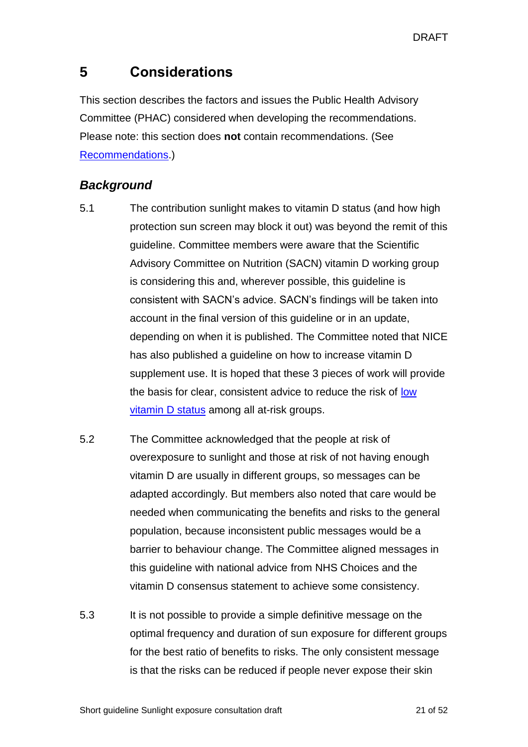# 5 Considerations

This section describes the factors and issues the Public Health Advisory Committee (PHAC) considered when developing the recommendations. Please note: this section does **not** contain recommendations. (See Recommendations.)

## *Background*

5.1 The contribution sunlight makes to vitamin D status (and how high protection sun screen may block it out) was beyond the remit of this guideline. Committee members were aware that the Scientific Advisory Committee on Nutrition (SACN) vitamin D working group is considering this and, wherever possible, this guideline is consistent with SACN's advice. SACN's findings will be taken into account in the final version of this guideline or in an update, depending on when it is published. The Committee noted that NICE has also published a guideline on how to increase vitamin D supplement use. It is hoped that these 3 pieces of work will provide the basis for clear, consistent advice to reduce the risk of low vitamin D status among all at-risk groups.

5.2 The Committee acknowledged that the people at risk of overexposure to sunlight and those at risk of not having enough vitamin D are usually in different groups, so messages can be adapted accordingly. But members also noted that care would be needed when communicating the benefits and risks to the general population, because inconsistent public messages would be a barrier to behaviour change. The Committee aligned messages in this guideline with national advice from NHS Choices and the vitamin D consensus statement to achieve some consistency.

5.3 It is not possible to provide a simple definitive message on the optimal frequency and duration of sun exposure for different groups for the best ratio of benefits to risks. The only consistent message is that the risks can be reduced if people never expose their skin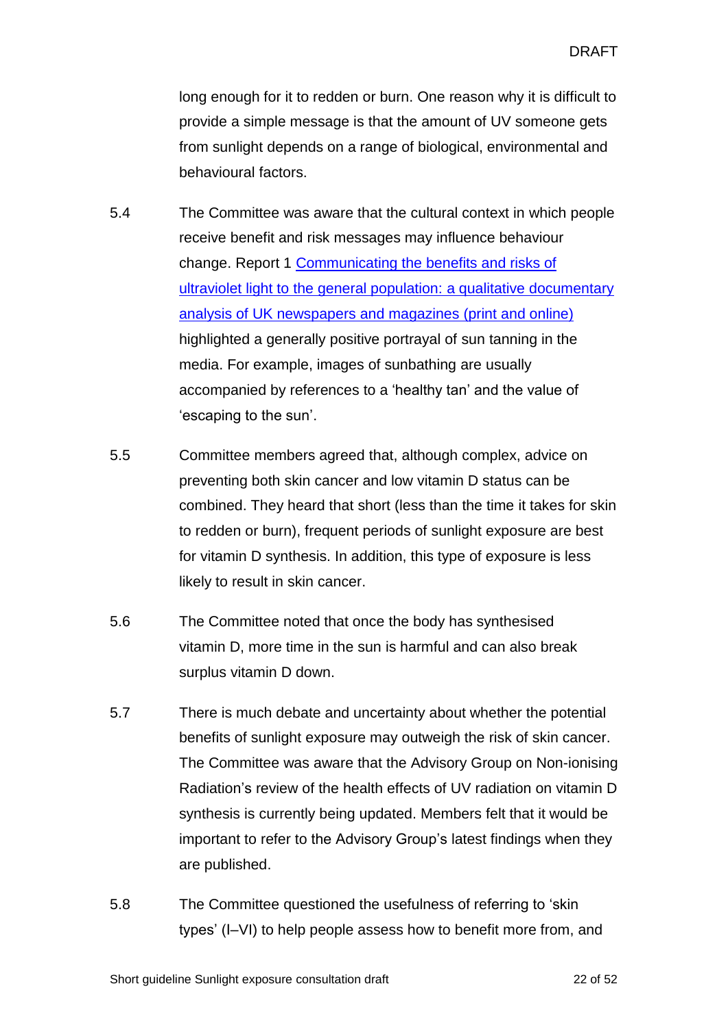long enough for it to redden or burn. One reason why it is difficult to provide a simple message is that the amount of UV someone gets from sunlight depends on a range of biological, environmental and behavioural factors.

5.4 The Committee was aware that the cultural context in which people receive benefit and risk messages may influence behaviour change. Report 1 [Communicating the benefits and risks of ultraviolet light to the general population: a qualitative documentary analysis of UK newspapers and magazines (print and online)] highlighted a generally positive portrayal of sun tanning in the media. For example, images of sunbathing are usually accompanied by references to a 'healthy tan' and the value of 'escaping to the sun'.

5.5 Committee members agreed that, although complex, advice on preventing both skin cancer and low vitamin D status can be combined. They heard that short (less than the time it takes for skin to redden or burn), frequent periods of sunlight exposure are best for vitamin D synthesis. In addition, this type of exposure is less likely to result in skin cancer.

5.6 The Committee noted that once the body has synthesised vitamin D, more time in the sun is harmful and can also break surplus vitamin D down.

5.7 There is much debate and uncertainty about whether the potential benefits of sunlight exposure may outweigh the risk of skin cancer. The Committee was aware that the Advisory Group on Non-ionising Radiation's review of the health effects of UV radiation on vitamin D synthesis is currently being updated. Members felt that it would be important to refer to the Advisory Group's latest findings when they are published.

5.8 The Committee questioned the usefulness of referring to 'skin types' (I–VI) to help people assess how to benefit more from, and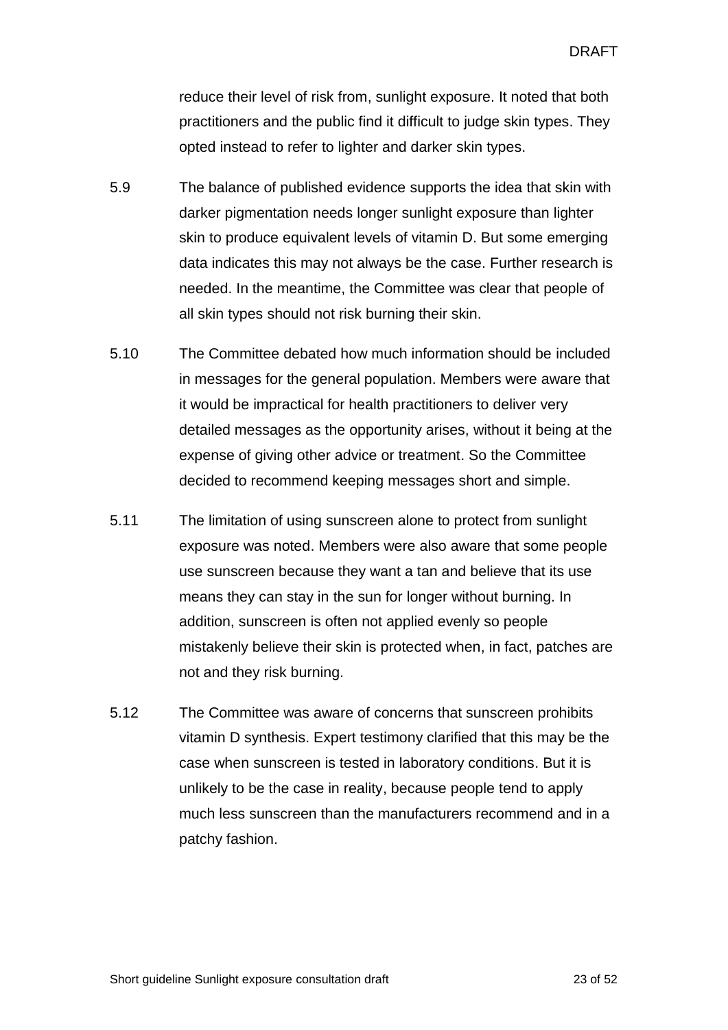reduce their level of risk from, sunlight exposure. It noted that both practitioners and the public find it difficult to judge skin types. They opted instead to refer to lighter and darker skin types.

5.9 The balance of published evidence supports the idea that skin with darker pigmentation needs longer sunlight exposure than lighter skin to produce equivalent levels of vitamin D. But some emerging data indicates this may not always be the case. Further research is needed. In the meantime, the Committee was clear that people of all skin types should not risk burning their skin.

5.10 The Committee debated how much information should be included in messages for the general population. Members were aware that it would be impractical for health practitioners to deliver very detailed messages as the opportunity arises, without it being at the expense of giving other advice or treatment. So the Committee decided to recommend keeping messages short and simple.

5.11 The limitation of using sunscreen alone to protect from sunlight exposure was noted. Members were also aware that some people use sunscreen because they want a tan and believe that its use means they can stay in the sun for longer without burning. In addition, sunscreen is often not applied evenly so people mistakenly believe their skin is protected when, in fact, patches are not and they risk burning.

5.12 The Committee was aware of concerns that sunscreen prohibits vitamin D synthesis. Expert testimony clarified that this may be the case when sunscreen is tested in laboratory conditions. But it is unlikely to be the case in reality, because people tend to apply much less sunscreen than the manufacturers recommend and in a patchy fashion.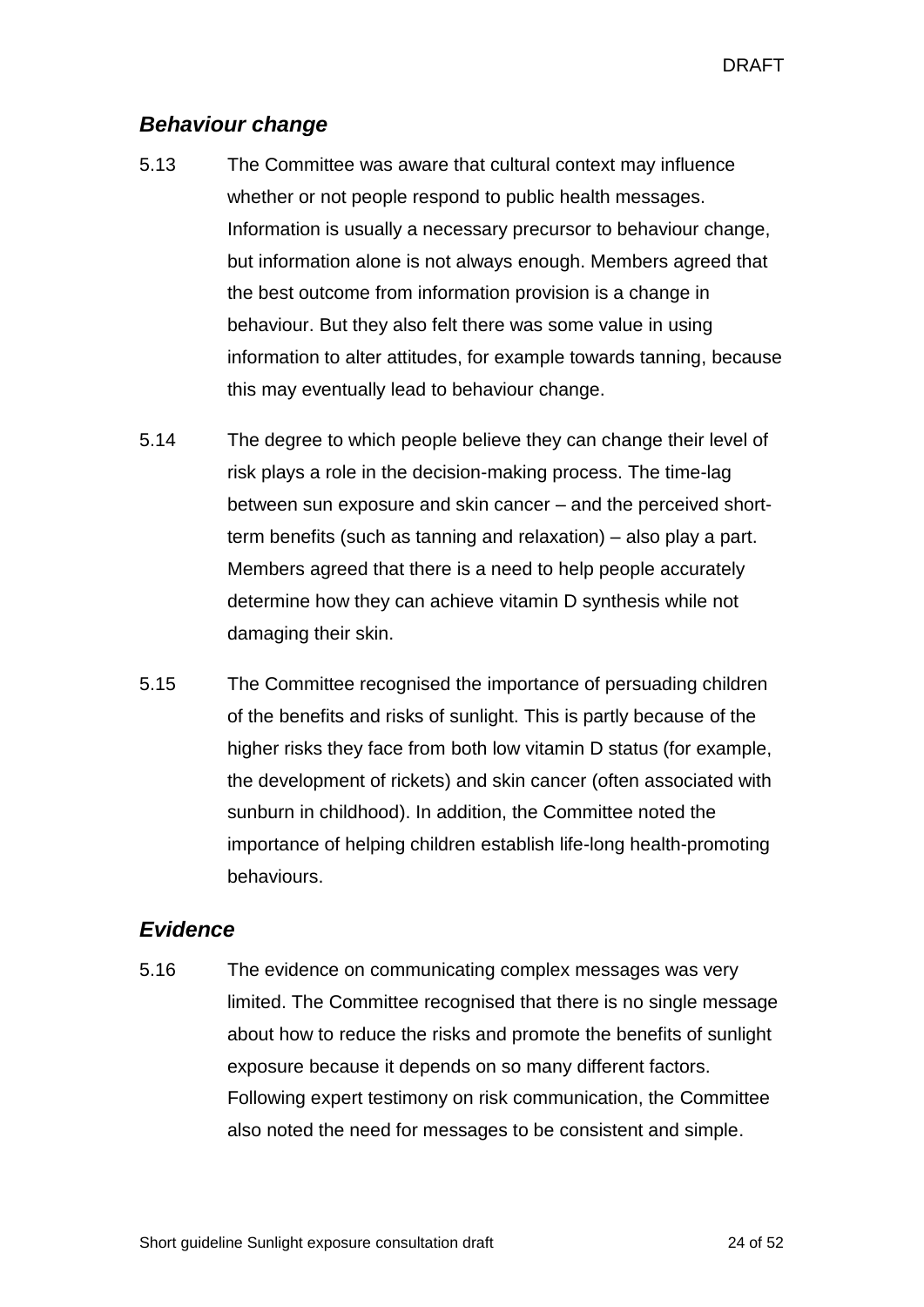### *Behaviour change*

5.13 The Committee was aware that cultural context may influence whether or not people respond to public health messages. Information is usually a necessary precursor to behaviour change, but information alone is not always enough. Members agreed that the best outcome from information provision is a change in behaviour. But they also felt there was some value in using information to alter attitudes, for example towards tanning, because this may eventually lead to behaviour change.

5.14 The degree to which people believe they can change their level of risk plays a role in the decision-making process. The time-lag between sun exposure and skin cancer – and the perceived short-term benefits (such as tanning and relaxation) – also play a part. Members agreed that there is a need to help people accurately determine how they can achieve vitamin D synthesis while not damaging their skin.

5.15 The Committee recognised the importance of persuading children of the benefits and risks of sunlight. This is partly because of the higher risks they face from both low vitamin D status (for example, the development of rickets) and skin cancer (often associated with sunburn in childhood). In addition, the Committee noted the importance of helping children establish life-long health-promoting behaviours.

### *Evidence*

5.16 The evidence on communicating complex messages was very limited. The Committee recognised that there is no single message about how to reduce the risks and promote the benefits of sunlight exposure because it depends on so many different factors. Following expert testimony on risk communication, the Committee also noted the need for messages to be consistent and simple.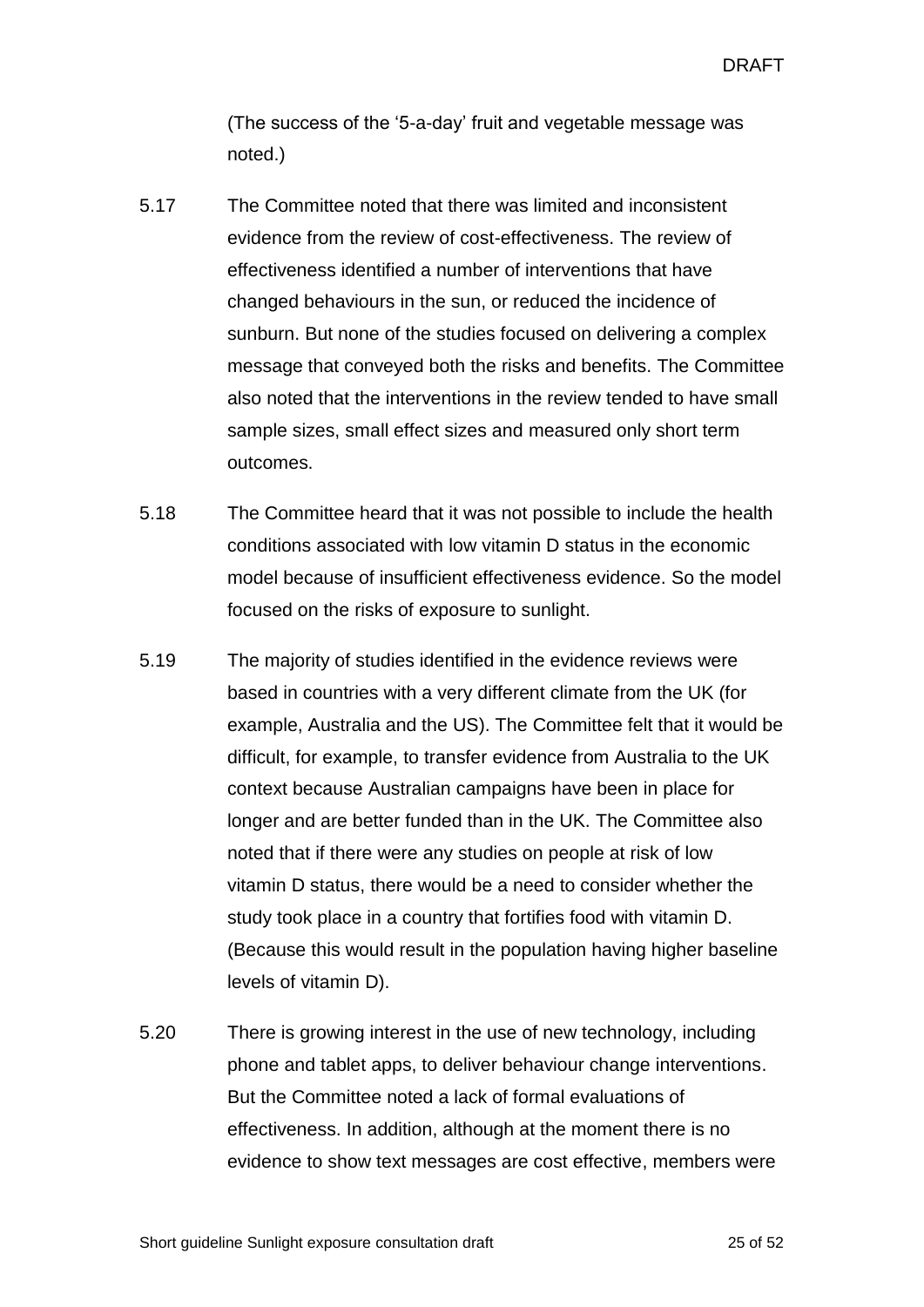(The success of the '5-a-day' fruit and vegetable message was noted.)

5.17 The Committee noted that there was limited and inconsistent evidence from the review of cost-effectiveness. The review of effectiveness identified a number of interventions that have changed behaviours in the sun, or reduced the incidence of sunburn. But none of the studies focused on delivering a complex message that conveyed both the risks and benefits. The Committee also noted that the interventions in the review tended to have small sample sizes, small effect sizes and measured only short term outcomes.

5.18 The Committee heard that it was not possible to include the health conditions associated with low vitamin D status in the economic model because of insufficient effectiveness evidence. So the model focused on the risks of exposure to sunlight.

5.19 The majority of studies identified in the evidence reviews were based in countries with a very different climate from the UK (for example, Australia and the US). The Committee felt that it would be difficult, for example, to transfer evidence from Australia to the UK context because Australian campaigns have been in place for longer and are better funded than in the UK. The Committee also noted that if there were any studies on people at risk of low vitamin D status, there would be a need to consider whether the study took place in a country that fortifies food with vitamin D. (Because this would result in the population having higher baseline levels of vitamin D).

5.20 There is growing interest in the use of new technology, including phone and tablet apps, to deliver behaviour change interventions. But the Committee noted a lack of formal evaluations of effectiveness. In addition, although at the moment there is no evidence to show text messages are cost effective, members were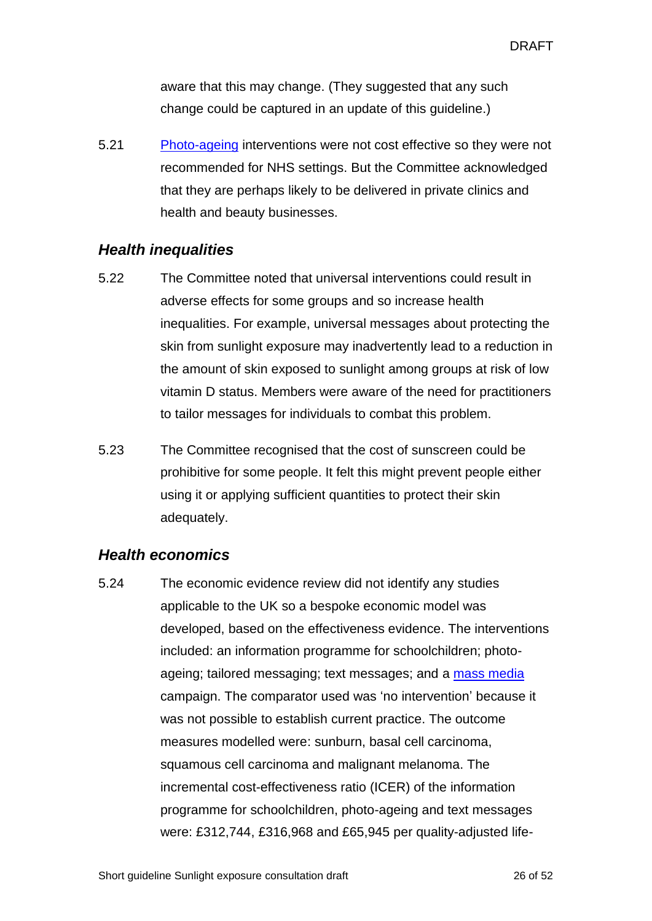aware that this may change. (They suggested that any such change could be captured in an update of this guideline.)

5.21 Photo-ageing interventions were not cost effective so they were not recommended for NHS settings. But the Committee acknowledged that they are perhaps likely to be delivered in private clinics and health and beauty businesses.

### *Health inequalities*

5.22 The Committee noted that universal interventions could result in adverse effects for some groups and so increase health inequalities. For example, universal messages about protecting the skin from sunlight exposure may inadvertently lead to a reduction in the amount of skin exposed to sunlight among groups at risk of low vitamin D status. Members were aware of the need for practitioners to tailor messages for individuals to combat this problem.

5.23 The Committee recognised that the cost of sunscreen could be prohibitive for some people. It felt this might prevent people either using it or applying sufficient quantities to protect their skin adequately.

### *Health economics*

5.24 The economic evidence review did not identify any studies applicable to the UK so a bespoke economic model was developed, based on the effectiveness evidence. The interventions included: an information programme for schoolchildren; photo-ageing; tailored messaging; text messages; and a mass media campaign. The comparator used was 'no intervention' because it was not possible to establish current practice. The outcome measures modelled were: sunburn, basal cell carcinoma, squamous cell carcinoma and malignant melanoma. The incremental cost-effectiveness ratio (ICER) of the information programme for schoolchildren, photo-ageing and text messages were: £312,744, £316,968 and £65,945 per quality-adjusted life-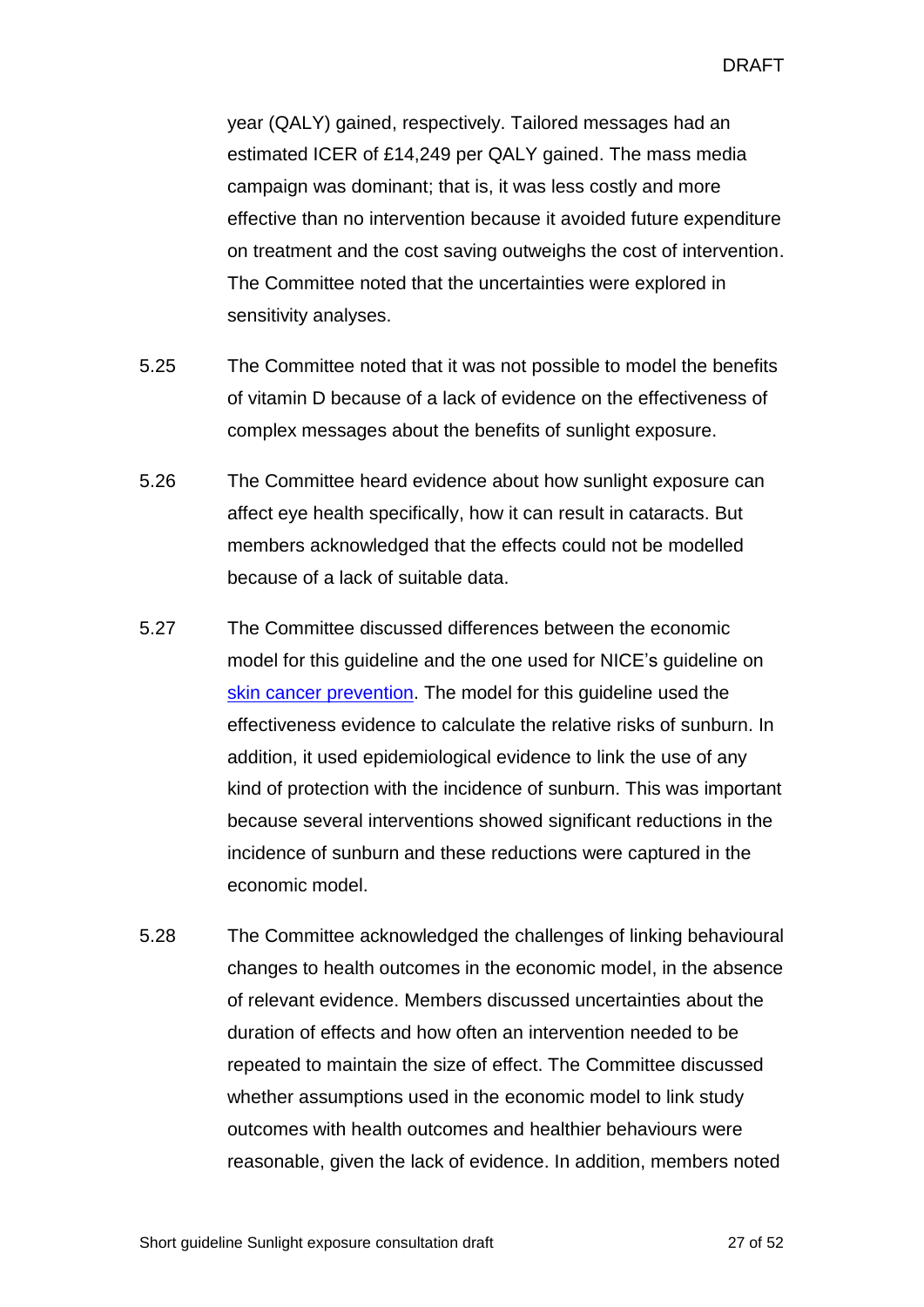year (QALY) gained, respectively. Tailored messages had an estimated ICER of £14,249 per QALY gained. The mass media campaign was dominant; that is, it was less costly and more effective than no intervention because it avoided future expenditure on treatment and the cost saving outweighs the cost of intervention. The Committee noted that the uncertainties were explored in sensitivity analyses.

5.25 The Committee noted that it was not possible to model the benefits of vitamin D because of a lack of evidence on the effectiveness of complex messages about the benefits of sunlight exposure.

5.26 The Committee heard evidence about how sunlight exposure can affect eye health specifically, how it can result in cataracts. But members acknowledged that the effects could not be modelled because of a lack of suitable data.

5.27 The Committee discussed differences between the economic model for this guideline and the one used for NICE's guideline on skin cancer prevention. The model for this guideline used the effectiveness evidence to calculate the relative risks of sunburn. In addition, it used epidemiological evidence to link the use of any kind of protection with the incidence of sunburn. This was important because several interventions showed significant reductions in the incidence of sunburn and these reductions were captured in the economic model.

5.28 The Committee acknowledged the challenges of linking behavioural changes to health outcomes in the economic model, in the absence of relevant evidence. Members discussed uncertainties about the duration of effects and how often an intervention needed to be repeated to maintain the size of effect. The Committee discussed whether assumptions used in the economic model to link study outcomes with health outcomes and healthier behaviours were reasonable, given the lack of evidence. In addition, members noted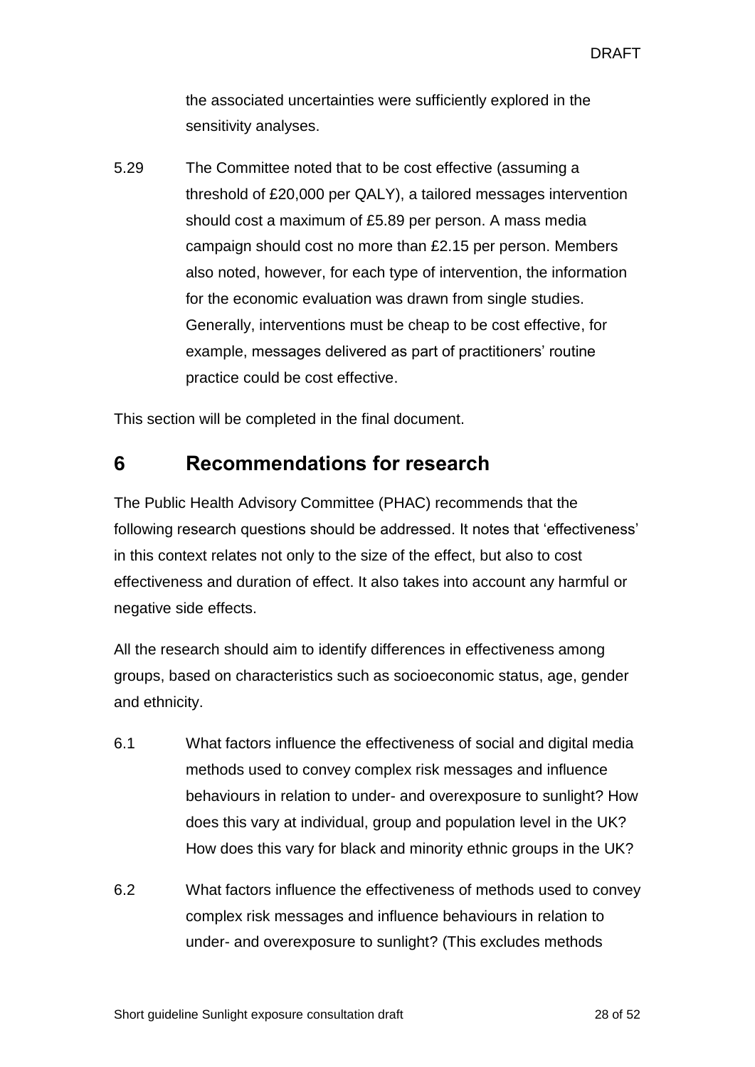the associated uncertainties were sufficiently explored in the sensitivity analyses.

5.29 The Committee noted that to be cost effective (assuming a threshold of £20,000 per QALY), a tailored messages intervention should cost a maximum of £5.89 per person. A mass media campaign should cost no more than £2.15 per person. Members also noted, however, for each type of intervention, the information for the economic evaluation was drawn from single studies. Generally, interventions must be cheap to be cost effective, for example, messages delivered as part of practitioners' routine practice could be cost effective.

This section will be completed in the final document.

## 6 Recommendations for research

The Public Health Advisory Committee (PHAC) recommends that the following research questions should be addressed. It notes that 'effectiveness' in this context relates not only to the size of the effect, but also to cost effectiveness and duration of effect. It also takes into account any harmful or negative side effects.

All the research should aim to identify differences in effectiveness among groups, based on characteristics such as socioeconomic status, age, gender and ethnicity.

6.1 What factors influence the effectiveness of social and digital media methods used to convey complex risk messages and influence behaviours in relation to under- and overexposure to sunlight? How does this vary at individual, group and population level in the UK? How does this vary for black and minority ethnic groups in the UK?

6.2 What factors influence the effectiveness of methods used to convey complex risk messages and influence behaviours in relation to under- and overexposure to sunlight? (This excludes methods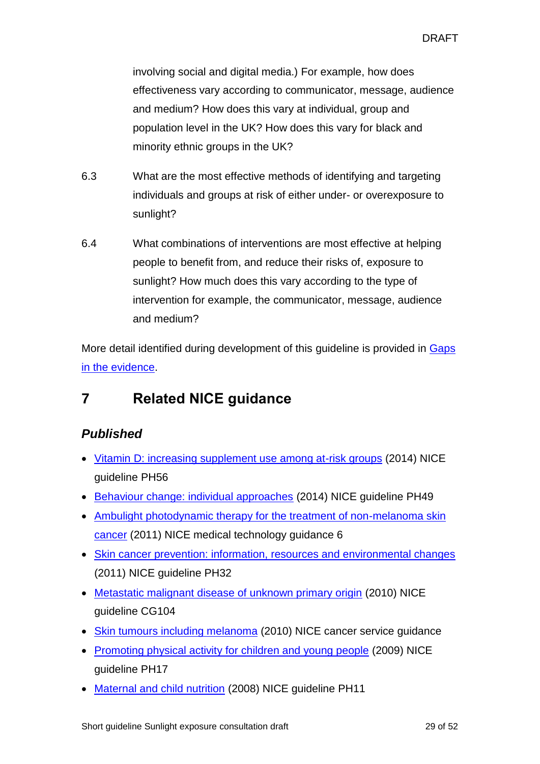involving social and digital media.) For example, how does effectiveness vary according to communicator, message, audience and medium? How does this vary at individual, group and population level in the UK? How does this vary for black and minority ethnic groups in the UK?

6.3 What are the most effective methods of identifying and targeting individuals and groups at risk of either under- or overexposure to sunlight?

6.4 What combinations of interventions are most effective at helping people to benefit from, and reduce their risks of, exposure to sunlight? How much does this vary according to the type of intervention for example, the communicator, message, audience and medium?

More detail identified during development of this guideline is provided in Gaps in the evidence.

## 7 Related NICE guidance

### *Published*

- Vitamin D: increasing supplement use among at-risk groups (2014) NICE guideline PH56
- Behaviour change: individual approaches (2014) NICE guideline PH49
- Ambulight photodynamic therapy for the treatment of non-melanoma skin cancer (2011) NICE medical technology guidance 6
- Skin cancer prevention: information, resources and environmental changes (2011) NICE guideline PH32
- Metastatic malignant disease of unknown primary origin (2010) NICE guideline CG104
- Skin tumours including melanoma (2010) NICE cancer service guidance
- Promoting physical activity for children and young people (2009) NICE guideline PH17
- Maternal and child nutrition (2008) NICE guideline PH11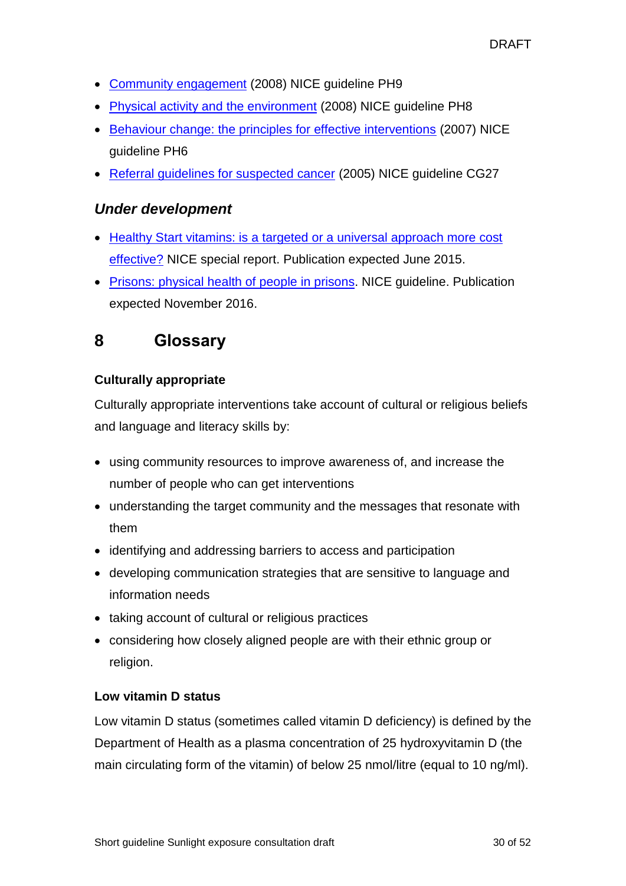- Community engagement (2008) NICE guideline PH9
- Physical activity and the environment (2008) NICE guideline PH8
- Behaviour change: the principles for effective interventions (2007) NICE guideline PH6
- Referral guidelines for suspected cancer (2005) NICE guideline CG27

### *Under development*

- Healthy Start vitamins: is a targeted or a universal approach more cost effective? NICE special report. Publication expected June 2015.
- Prisons: physical health of people in prisons. NICE guideline. Publication expected November 2016.

## 8 Glossary

**Culturally appropriate**

Culturally appropriate interventions take account of cultural or religious beliefs and language and literacy skills by:

- using community resources to improve awareness of, and increase the number of people who can get interventions
- understanding the target community and the messages that resonate with them
- identifying and addressing barriers to access and participation
- developing communication strategies that are sensitive to language and information needs
- taking account of cultural or religious practices
- considering how closely aligned people are with their ethnic group or religion.

**Low vitamin D status**

Low vitamin D status (sometimes called vitamin D deficiency) is defined by the Department of Health as a plasma concentration of 25 hydroxyvitamin D (the main circulating form of the vitamin) of below 25 nmol/litre (equal to 10 ng/ml).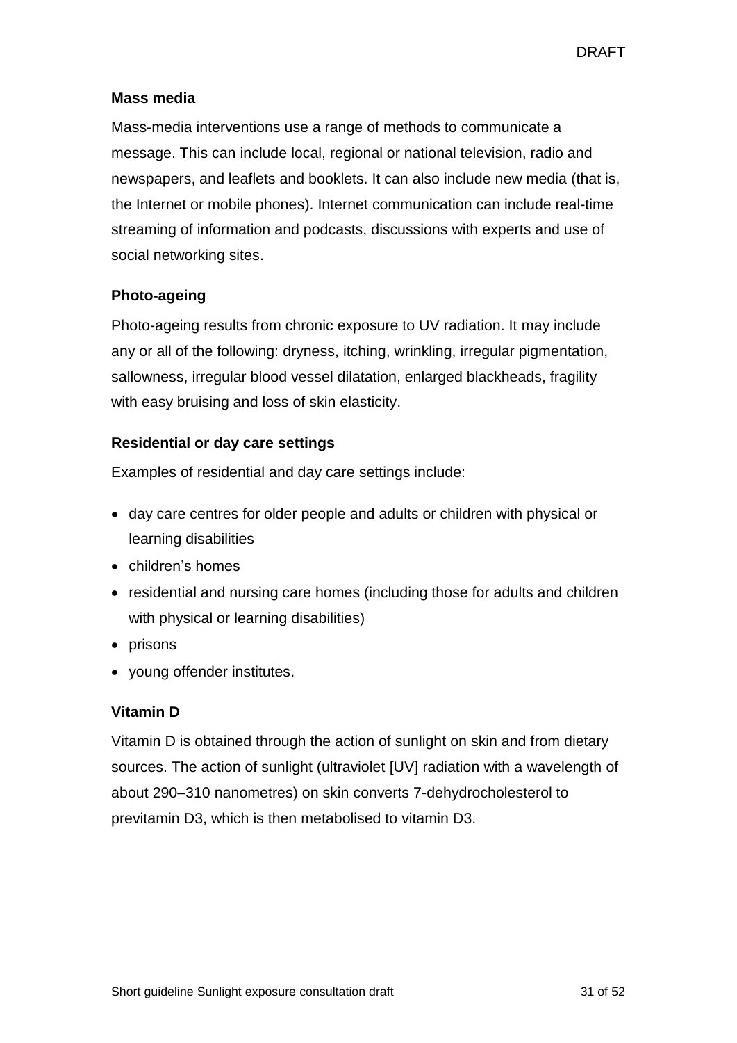### Mass media

Mass-media interventions use a range of methods to communicate a message. This can include local, regional or national television, radio and newspapers, and leaflets and booklets. It can also include new media (that is, the Internet or mobile phones). Internet communication can include real-time streaming of information and podcasts, discussions with experts and use of social networking sites.

### Photo-ageing

Photo-ageing results from chronic exposure to UV radiation. It may include any or all of the following: dryness, itching, wrinkling, irregular pigmentation, sallowness, irregular blood vessel dilatation, enlarged blackheads, fragility with easy bruising and loss of skin elasticity.

### Residential or day care settings

Examples of residential and day care settings include:

- day care centres for older people and adults or children with physical or learning disabilities
- children's homes
- residential and nursing care homes (including those for adults and children with physical or learning disabilities)
- prisons
- young offender institutes.

### Vitamin D

Vitamin D is obtained through the action of sunlight on skin and from dietary sources. The action of sunlight (ultraviolet [UV] radiation with a wavelength of about 290–310 nanometres) on skin converts 7-dehydrocholesterol to previtamin D3, which is then metabolised to vitamin D3.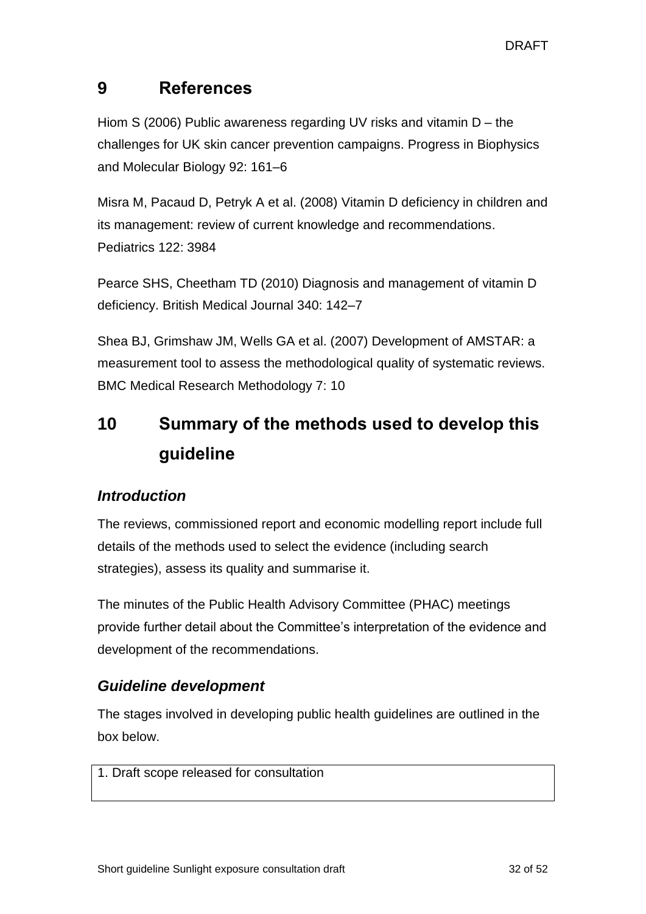## 9 References

Hiom S (2006) Public awareness regarding UV risks and vitamin D – the challenges for UK skin cancer prevention campaigns. Progress in Biophysics and Molecular Biology 92: 161–6

Misra M, Pacaud D, Petryk A et al. (2008) Vitamin D deficiency in children and its management: review of current knowledge and recommendations. Pediatrics 122: 3984

Pearce SHS, Cheetham TD (2010) Diagnosis and management of vitamin D deficiency. British Medical Journal 340: 142–7

Shea BJ, Grimshaw JM, Wells GA et al. (2007) Development of AMSTAR: a measurement tool to assess the methodological quality of systematic reviews. BMC Medical Research Methodology 7: 10

## 10 Summary of the methods used to develop this guideline

### *Introduction*

The reviews, commissioned report and economic modelling report include full details of the methods used to select the evidence (including search strategies), assess its quality and summarise it.

The minutes of the Public Health Advisory Committee (PHAC) meetings provide further detail about the Committee's interpretation of the evidence and development of the recommendations.

### *Guideline development*

The stages involved in developing public health guidelines are outlined in the box below.

| 1. Draft scope released for consultation |
|---|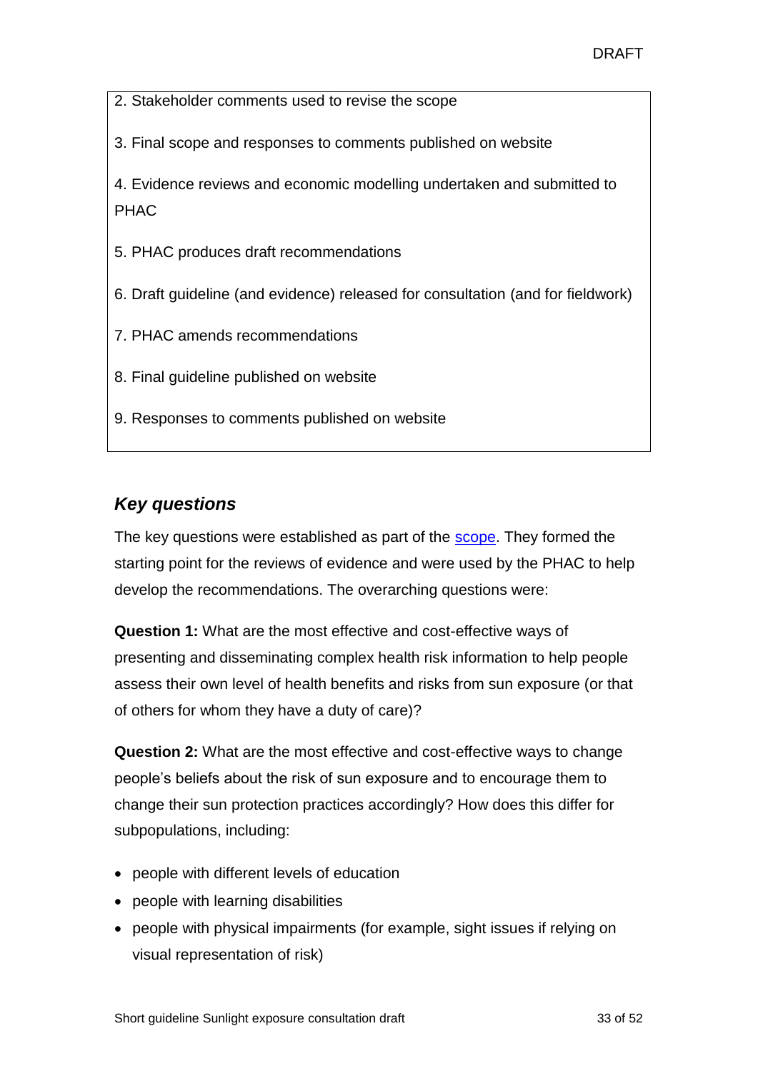2. Stakeholder comments used to revise the scope

3. Final scope and responses to comments published on website

4. Evidence reviews and economic modelling undertaken and submitted to PHAC

5. PHAC produces draft recommendations

6. Draft guideline (and evidence) released for consultation (and for fieldwork)

7. PHAC amends recommendations

8. Final guideline published on website

9. Responses to comments published on website

### *Key questions*

The key questions were established as part of the scope. They formed the starting point for the reviews of evidence and were used by the PHAC to help develop the recommendations. The overarching questions were:

**Question 1:** What are the most effective and cost-effective ways of presenting and disseminating complex health risk information to help people assess their own level of health benefits and risks from sun exposure (or that of others for whom they have a duty of care)?

**Question 2:** What are the most effective and cost-effective ways to change people's beliefs about the risk of sun exposure and to encourage them to change their sun protection practices accordingly? How does this differ for subpopulations, including:

- people with different levels of education
- people with learning disabilities
- people with physical impairments (for example, sight issues if relying on visual representation of risk)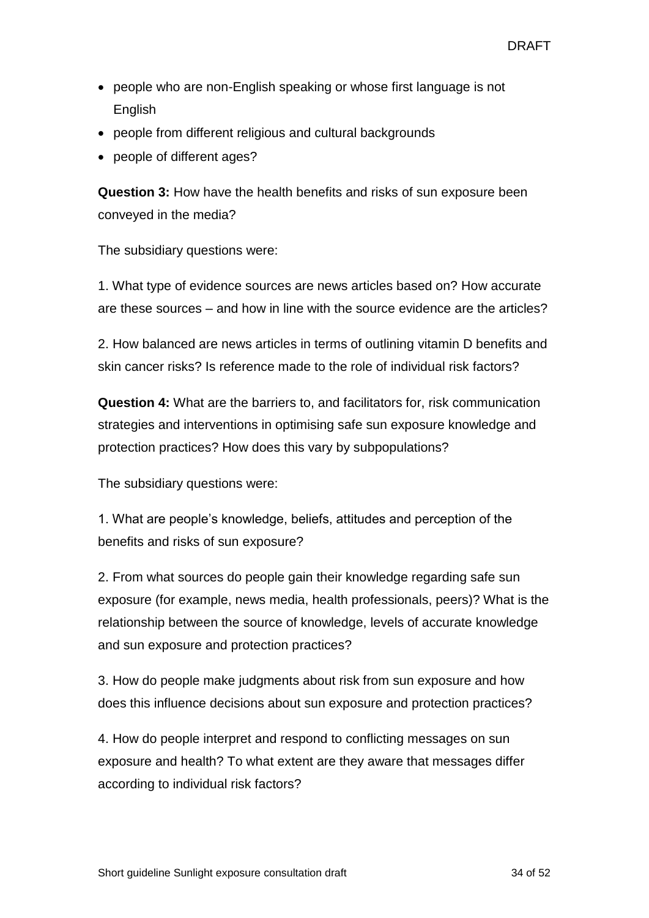- people who are non-English speaking or whose first language is not English
- people from different religious and cultural backgrounds
- people of different ages?

**Question 3:** How have the health benefits and risks of sun exposure been conveyed in the media?

The subsidiary questions were:

1. What type of evidence sources are news articles based on? How accurate are these sources – and how in line with the source evidence are the articles?

2. How balanced are news articles in terms of outlining vitamin D benefits and skin cancer risks? Is reference made to the role of individual risk factors?

**Question 4:** What are the barriers to, and facilitators for, risk communication strategies and interventions in optimising safe sun exposure knowledge and protection practices? How does this vary by subpopulations?

The subsidiary questions were:

1. What are people's knowledge, beliefs, attitudes and perception of the benefits and risks of sun exposure?

2. From what sources do people gain their knowledge regarding safe sun exposure (for example, news media, health professionals, peers)? What is the relationship between the source of knowledge, levels of accurate knowledge and sun exposure and protection practices?

3. How do people make judgments about risk from sun exposure and how does this influence decisions about sun exposure and protection practices?

4. How do people interpret and respond to conflicting messages on sun exposure and health? To what extent are they aware that messages differ according to individual risk factors?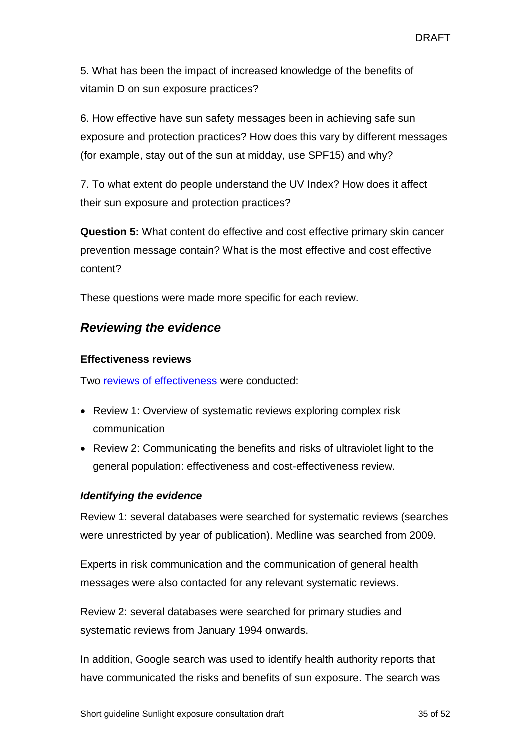5. What has been the impact of increased knowledge of the benefits of vitamin D on sun exposure practices?

6. How effective have sun safety messages been in achieving safe sun exposure and protection practices? How does this vary by different messages (for example, stay out of the sun at midday, use SPF15) and why?

7. To what extent do people understand the UV Index? How does it affect their sun exposure and protection practices?

**Question 5:** What content do effective and cost effective primary skin cancer prevention message contain? What is the most effective and cost effective content?

These questions were made more specific for each review.

## *Reviewing the evidence*

### Effectiveness reviews

Two [reviews of effectiveness] were conducted:

- Review 1: Overview of systematic reviews exploring complex risk communication
- Review 2: Communicating the benefits and risks of ultraviolet light to the general population: effectiveness and cost-effectiveness review.

#### *Identifying the evidence*

Review 1: several databases were searched for systematic reviews (searches were unrestricted by year of publication). Medline was searched from 2009.

Experts in risk communication and the communication of general health messages were also contacted for any relevant systematic reviews.

Review 2: several databases were searched for primary studies and systematic reviews from January 1994 onwards.

In addition, Google search was used to identify health authority reports that have communicated the risks and benefits of sun exposure. The search was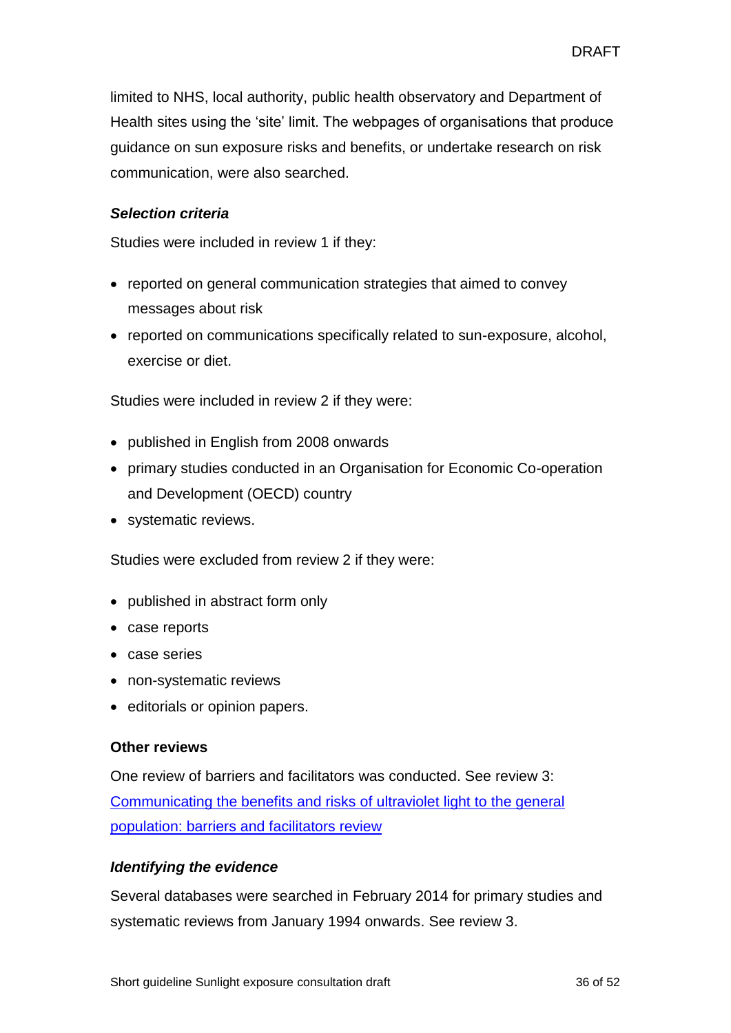limited to NHS, local authority, public health observatory and Department of Health sites using the 'site' limit. The webpages of organisations that produce guidance on sun exposure risks and benefits, or undertake research on risk communication, were also searched.

### *Selection criteria*

Studies were included in review 1 if they:

- reported on general communication strategies that aimed to convey messages about risk
- reported on communications specifically related to sun-exposure, alcohol, exercise or diet.

Studies were included in review 2 if they were:

- published in English from 2008 onwards
- primary studies conducted in an Organisation for Economic Co-operation and Development (OECD) country
- systematic reviews.

Studies were excluded from review 2 if they were:

- published in abstract form only
- case reports
- case series
- non-systematic reviews
- editorials or opinion papers.

### Other reviews

One review of barriers and facilitators was conducted. See review 3: Communicating the benefits and risks of ultraviolet light to the general population: barriers and facilitators review

### *Identifying the evidence*

Several databases were searched in February 2014 for primary studies and systematic reviews from January 1994 onwards. See review 3.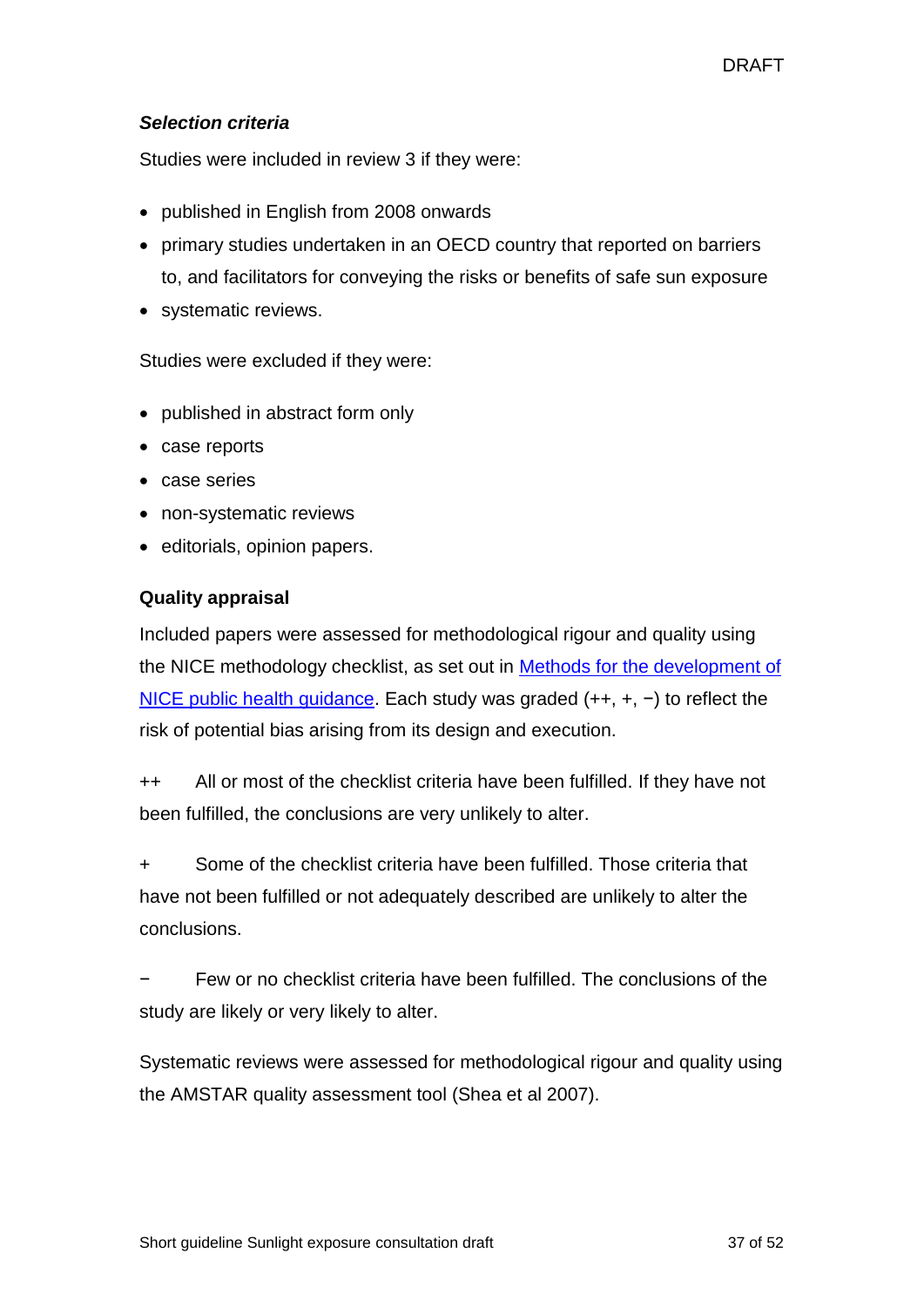### *Selection criteria*

Studies were included in review 3 if they were:

- published in English from 2008 onwards
- primary studies undertaken in an OECD country that reported on barriers to, and facilitators for conveying the risks or benefits of safe sun exposure
- systematic reviews.

Studies were excluded if they were:

- published in abstract form only
- case reports
- case series
- non-systematic reviews
- editorials, opinion papers.

### Quality appraisal

Included papers were assessed for methodological rigour and quality using the NICE methodology checklist, as set out in [Methods for the development of NICE public health guidance](). Each study was graded (++, +, −) to reflect the risk of potential bias arising from its design and execution.

++ All or most of the checklist criteria have been fulfilled. If they have not been fulfilled, the conclusions are very unlikely to alter.

+ Some of the checklist criteria have been fulfilled. Those criteria that have not been fulfilled or not adequately described are unlikely to alter the conclusions.

− Few or no checklist criteria have been fulfilled. The conclusions of the study are likely or very likely to alter.

Systematic reviews were assessed for methodological rigour and quality using the AMSTAR quality assessment tool (Shea et al 2007).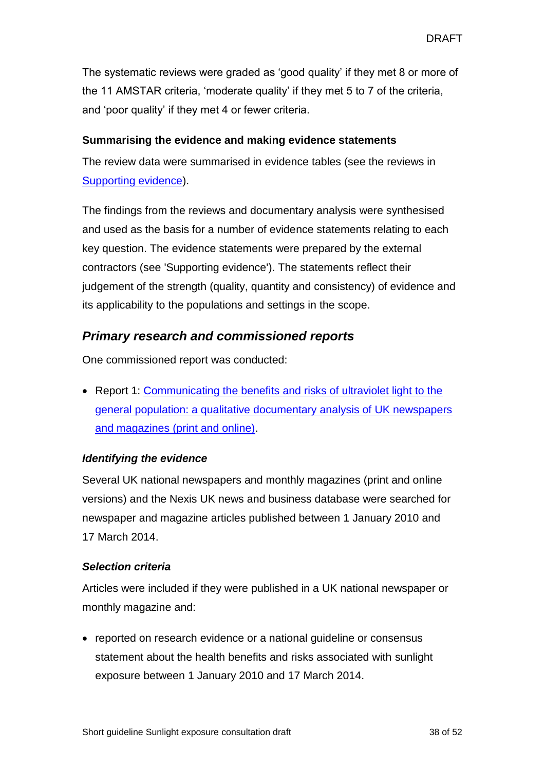The systematic reviews were graded as 'good quality' if they met 8 or more of the 11 AMSTAR criteria, 'moderate quality' if they met 5 to 7 of the criteria, and 'poor quality' if they met 4 or fewer criteria.

#### Summarising the evidence and making evidence statements

The review data were summarised in evidence tables (see the reviews in [Supporting evidence](#)).

The findings from the reviews and documentary analysis were synthesised and used as the basis for a number of evidence statements relating to each key question. The evidence statements were prepared by the external contractors (see 'Supporting evidence'). The statements reflect their judgement of the strength (quality, quantity and consistency) of evidence and its applicability to the populations and settings in the scope.

### *Primary research and commissioned reports*

One commissioned report was conducted:

- Report 1: [Communicating the benefits and risks of ultraviolet light to the general population: a qualitative documentary analysis of UK newspapers and magazines (print and online)](#).

#### *Identifying the evidence*

Several UK national newspapers and monthly magazines (print and online versions) and the Nexis UK news and business database were searched for newspaper and magazine articles published between 1 January 2010 and 17 March 2014.

#### *Selection criteria*

Articles were included if they were published in a UK national newspaper or monthly magazine and:

- reported on research evidence or a national guideline or consensus statement about the health benefits and risks associated with sunlight exposure between 1 January 2010 and 17 March 2014.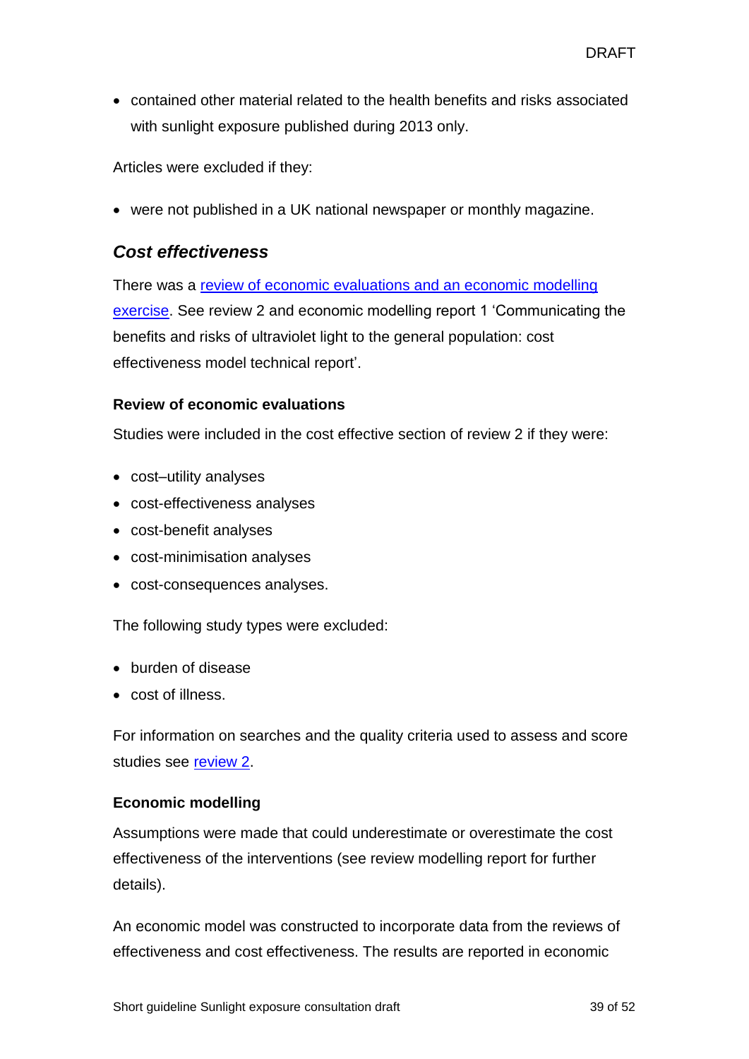- contained other material related to the health benefits and risks associated with sunlight exposure published during 2013 only.

Articles were excluded if they:

- were not published in a UK national newspaper or monthly magazine.

## *Cost effectiveness*

There was a review of economic evaluations and an economic modelling exercise. See review 2 and economic modelling report 1 'Communicating the benefits and risks of ultraviolet light to the general population: cost effectiveness model technical report'.

### Review of economic evaluations

Studies were included in the cost effective section of review 2 if they were:

- cost–utility analyses
- cost-effectiveness analyses
- cost-benefit analyses
- cost-minimisation analyses
- cost-consequences analyses.

The following study types were excluded:

- burden of disease
- cost of illness.

For information on searches and the quality criteria used to assess and score studies see review 2.

### Economic modelling

Assumptions were made that could underestimate or overestimate the cost effectiveness of the interventions (see review modelling report for further details).

An economic model was constructed to incorporate data from the reviews of effectiveness and cost effectiveness. The results are reported in economic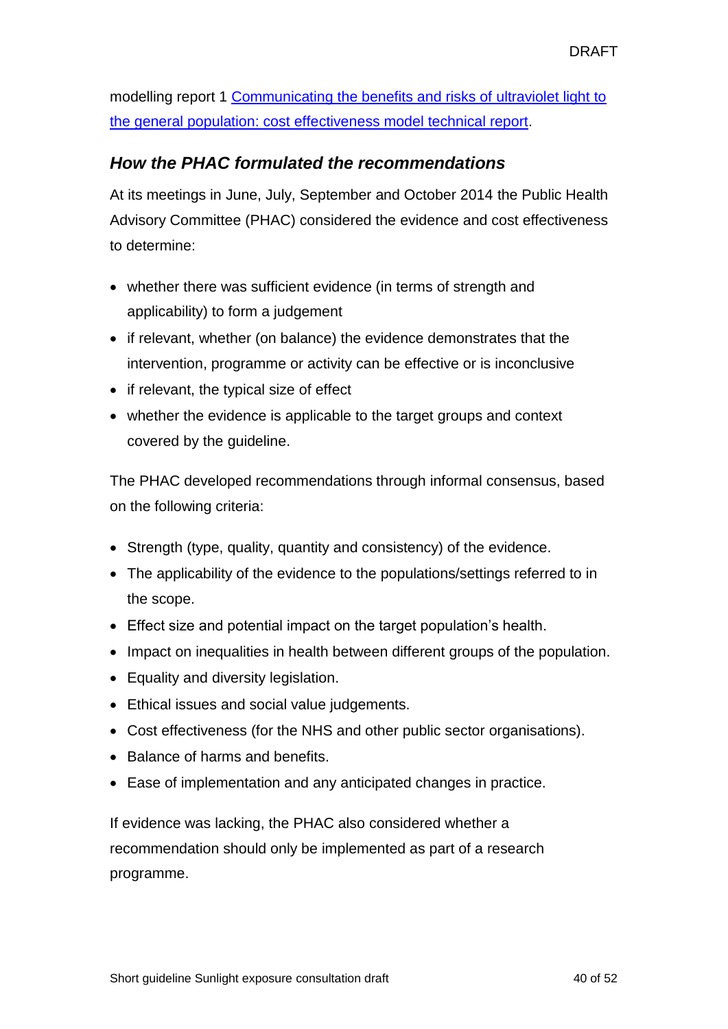modelling report 1 [Communicating the benefits and risks of ultraviolet light to the general population: cost effectiveness model technical report](#).

### *How the PHAC formulated the recommendations*

At its meetings in June, July, September and October 2014 the Public Health Advisory Committee (PHAC) considered the evidence and cost effectiveness to determine:

- whether there was sufficient evidence (in terms of strength and applicability) to form a judgement
- if relevant, whether (on balance) the evidence demonstrates that the intervention, programme or activity can be effective or is inconclusive
- if relevant, the typical size of effect
- whether the evidence is applicable to the target groups and context covered by the guideline.

The PHAC developed recommendations through informal consensus, based on the following criteria:

- Strength (type, quality, quantity and consistency) of the evidence.
- The applicability of the evidence to the populations/settings referred to in the scope.
- Effect size and potential impact on the target population's health.
- Impact on inequalities in health between different groups of the population.
- Equality and diversity legislation.
- Ethical issues and social value judgements.
- Cost effectiveness (for the NHS and other public sector organisations).
- Balance of harms and benefits.
- Ease of implementation and any anticipated changes in practice.

If evidence was lacking, the PHAC also considered whether a recommendation should only be implemented as part of a research programme.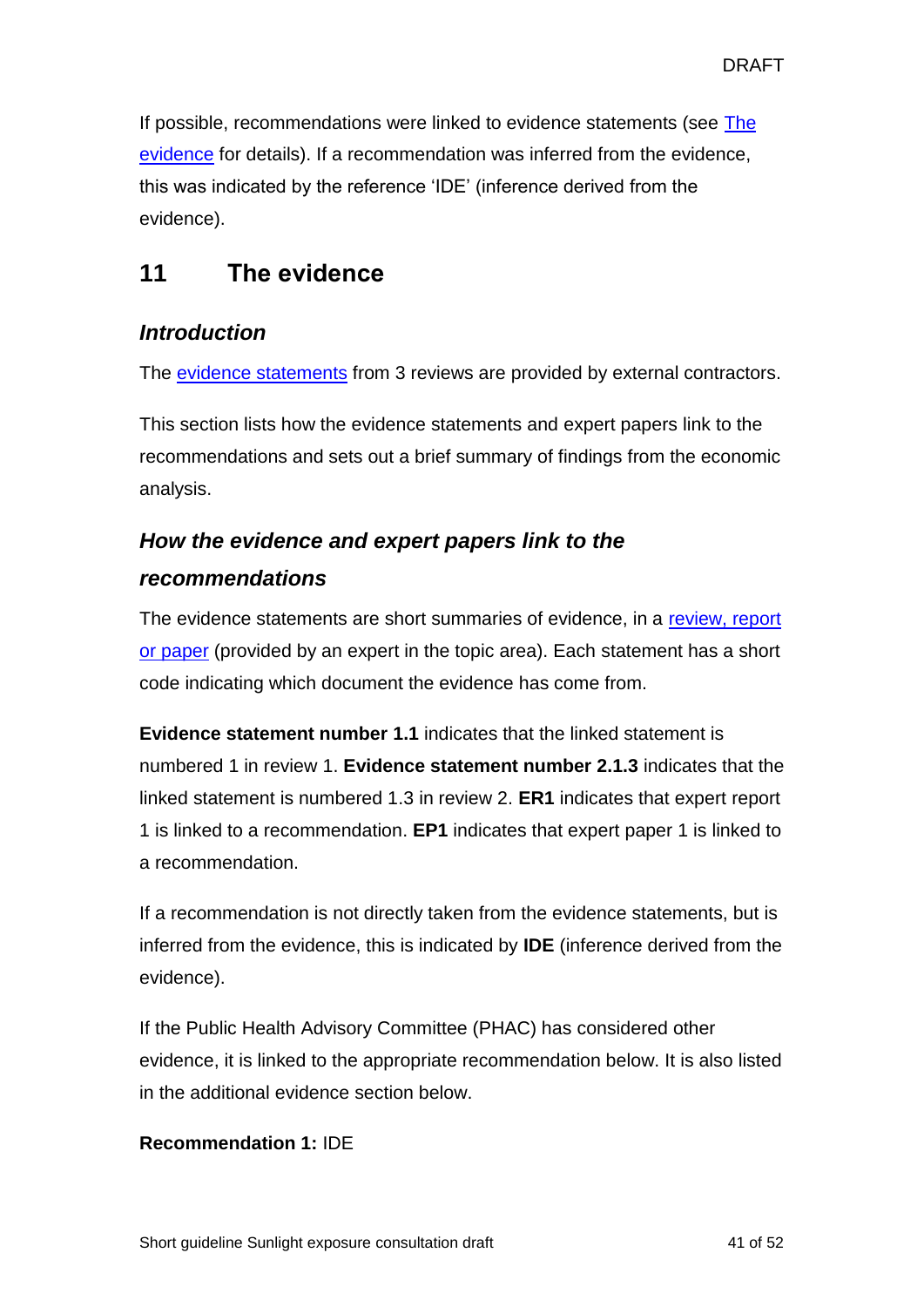If possible, recommendations were linked to evidence statements (see The evidence for details). If a recommendation was inferred from the evidence, this was indicated by the reference 'IDE' (inference derived from the evidence).

## 11 The evidence

### *Introduction*

The evidence statements from 3 reviews are provided by external contractors.

This section lists how the evidence statements and expert papers link to the recommendations and sets out a brief summary of findings from the economic analysis.

### *How the evidence and expert papers link to the recommendations*

The evidence statements are short summaries of evidence, in a review, report or paper (provided by an expert in the topic area). Each statement has a short code indicating which document the evidence has come from.

**Evidence statement number 1.1** indicates that the linked statement is numbered 1 in review 1. **Evidence statement number 2.1.3** indicates that the linked statement is numbered 1.3 in review 2. **ER1** indicates that expert report 1 is linked to a recommendation. **EP1** indicates that expert paper 1 is linked to a recommendation.

If a recommendation is not directly taken from the evidence statements, but is inferred from the evidence, this is indicated by **IDE** (inference derived from the evidence).

If the Public Health Advisory Committee (PHAC) has considered other evidence, it is linked to the appropriate recommendation below. It is also listed in the additional evidence section below.

**Recommendation 1:** IDE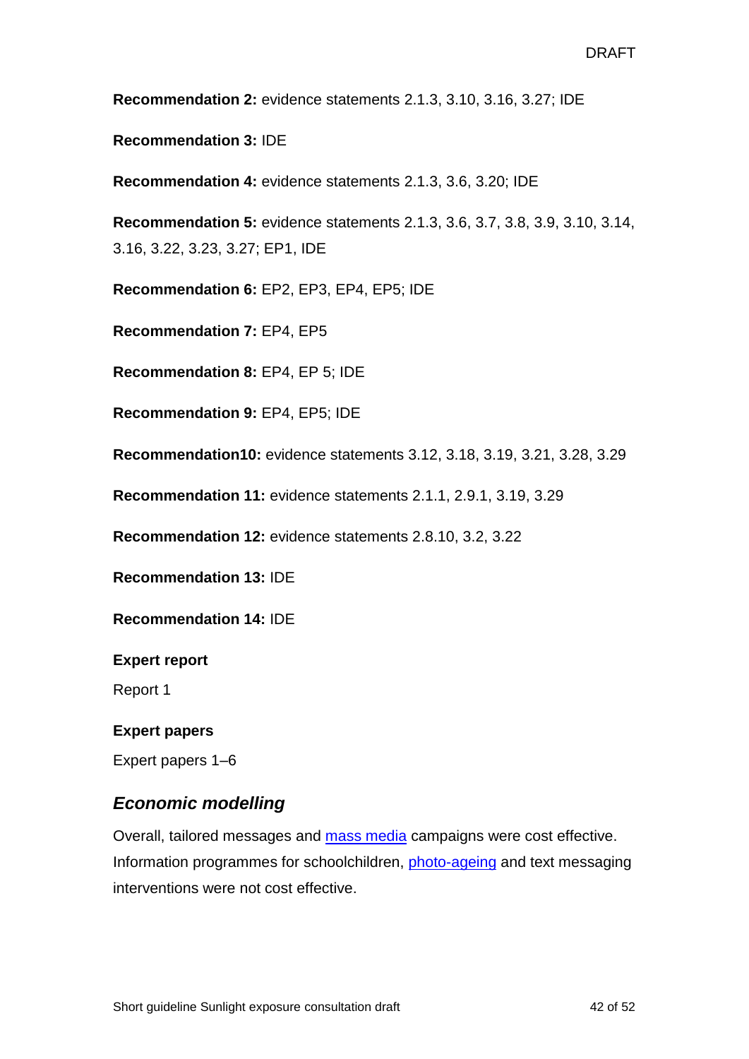**Recommendation 2:** evidence statements 2.1.3, 3.10, 3.16, 3.27; IDE

**Recommendation 3:** IDE

**Recommendation 4:** evidence statements 2.1.3, 3.6, 3.20; IDE

**Recommendation 5:** evidence statements 2.1.3, 3.6, 3.7, 3.8, 3.9, 3.10, 3.14, 3.16, 3.22, 3.23, 3.27; EP1, IDE

**Recommendation 6:** EP2, EP3, EP4, EP5; IDE

**Recommendation 7:** EP4, EP5

**Recommendation 8:** EP4, EP 5; IDE

**Recommendation 9:** EP4, EP5; IDE

**Recommendation10:** evidence statements 3.12, 3.18, 3.19, 3.21, 3.28, 3.29

**Recommendation 11:** evidence statements 2.1.1, 2.9.1, 3.19, 3.29

**Recommendation 12:** evidence statements 2.8.10, 3.2, 3.22

**Recommendation 13:** IDE

**Recommendation 14:** IDE

**Expert report**

Report 1

**Expert papers**

Expert papers 1–6

## *Economic modelling*

Overall, tailored messages and mass media campaigns were cost effective. Information programmes for schoolchildren, photo-ageing and text messaging interventions were not cost effective.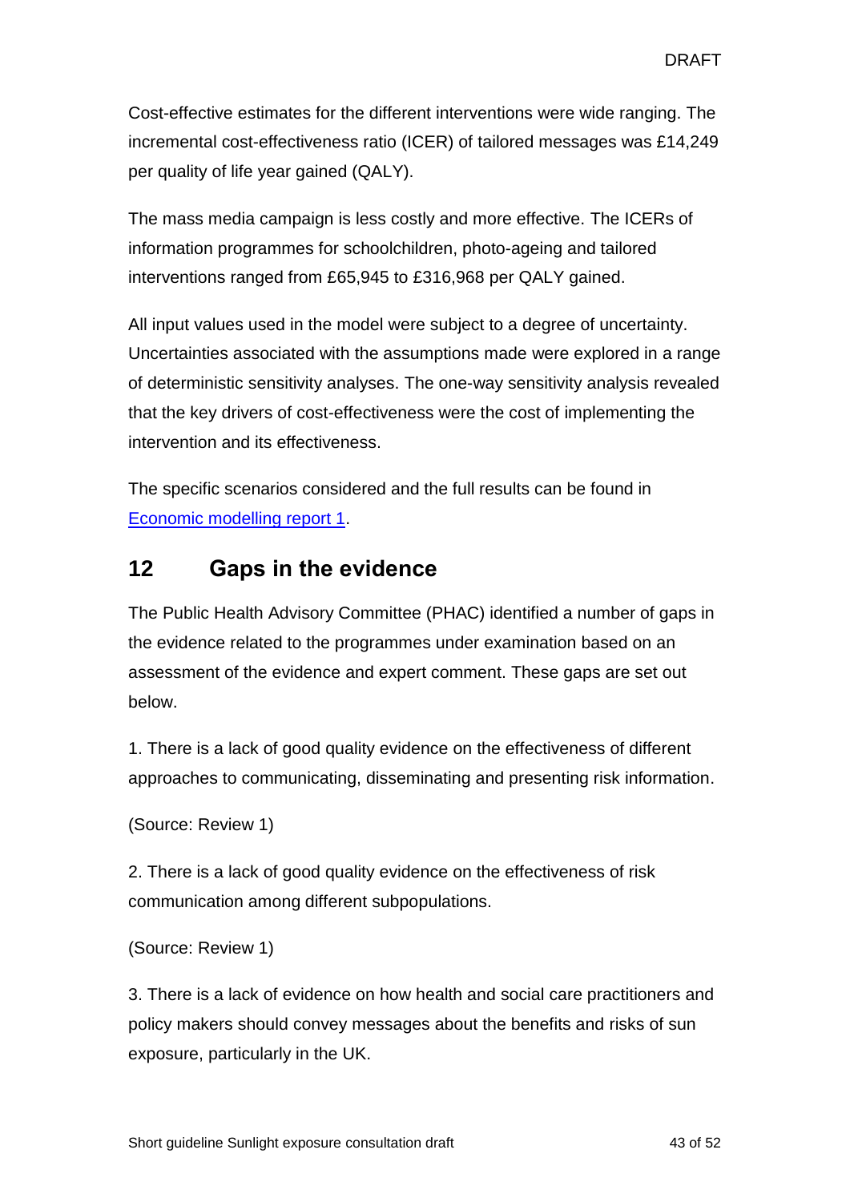Cost-effective estimates for the different interventions were wide ranging. The incremental cost-effectiveness ratio (ICER) of tailored messages was £14,249 per quality of life year gained (QALY).

The mass media campaign is less costly and more effective. The ICERs of information programmes for schoolchildren, photo-ageing and tailored interventions ranged from £65,945 to £316,968 per QALY gained.

All input values used in the model were subject to a degree of uncertainty. Uncertainties associated with the assumptions made were explored in a range of deterministic sensitivity analyses. The one-way sensitivity analysis revealed that the key drivers of cost-effectiveness were the cost of implementing the intervention and its effectiveness.

The specific scenarios considered and the full results can be found in Economic modelling report 1.

## 12 Gaps in the evidence

The Public Health Advisory Committee (PHAC) identified a number of gaps in the evidence related to the programmes under examination based on an assessment of the evidence and expert comment. These gaps are set out below.

1. There is a lack of good quality evidence on the effectiveness of different approaches to communicating, disseminating and presenting risk information.

(Source: Review 1)

2. There is a lack of good quality evidence on the effectiveness of risk communication among different subpopulations.

(Source: Review 1)

3. There is a lack of evidence on how health and social care practitioners and policy makers should convey messages about the benefits and risks of sun exposure, particularly in the UK.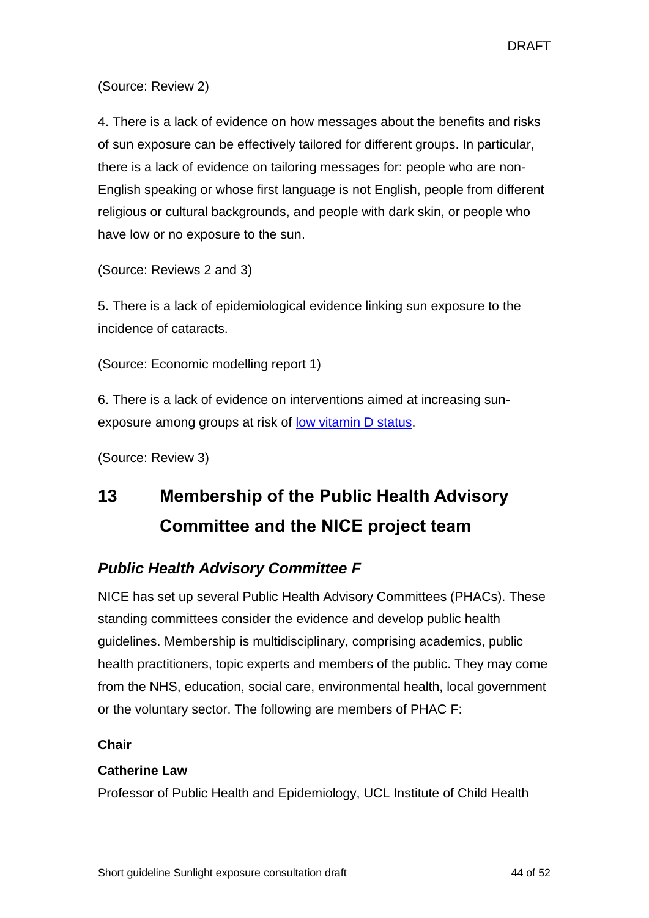(Source: Review 2)

4. There is a lack of evidence on how messages about the benefits and risks of sun exposure can be effectively tailored for different groups. In particular, there is a lack of evidence on tailoring messages for: people who are non-English speaking or whose first language is not English, people from different religious or cultural backgrounds, and people with dark skin, or people who have low or no exposure to the sun.

(Source: Reviews 2 and 3)

5. There is a lack of epidemiological evidence linking sun exposure to the incidence of cataracts.

(Source: Economic modelling report 1)

6. There is a lack of evidence on interventions aimed at increasing sun-exposure among groups at risk of low vitamin D status.

(Source: Review 3)

## 13 Membership of the Public Health Advisory Committee and the NICE project team

### *Public Health Advisory Committee F*

NICE has set up several Public Health Advisory Committees (PHACs). These standing committees consider the evidence and develop public health guidelines. Membership is multidisciplinary, comprising academics, public health practitioners, topic experts and members of the public. They may come from the NHS, education, social care, environmental health, local government or the voluntary sector. The following are members of PHAC F:

**Chair**

**Catherine Law**

Professor of Public Health and Epidemiology, UCL Institute of Child Health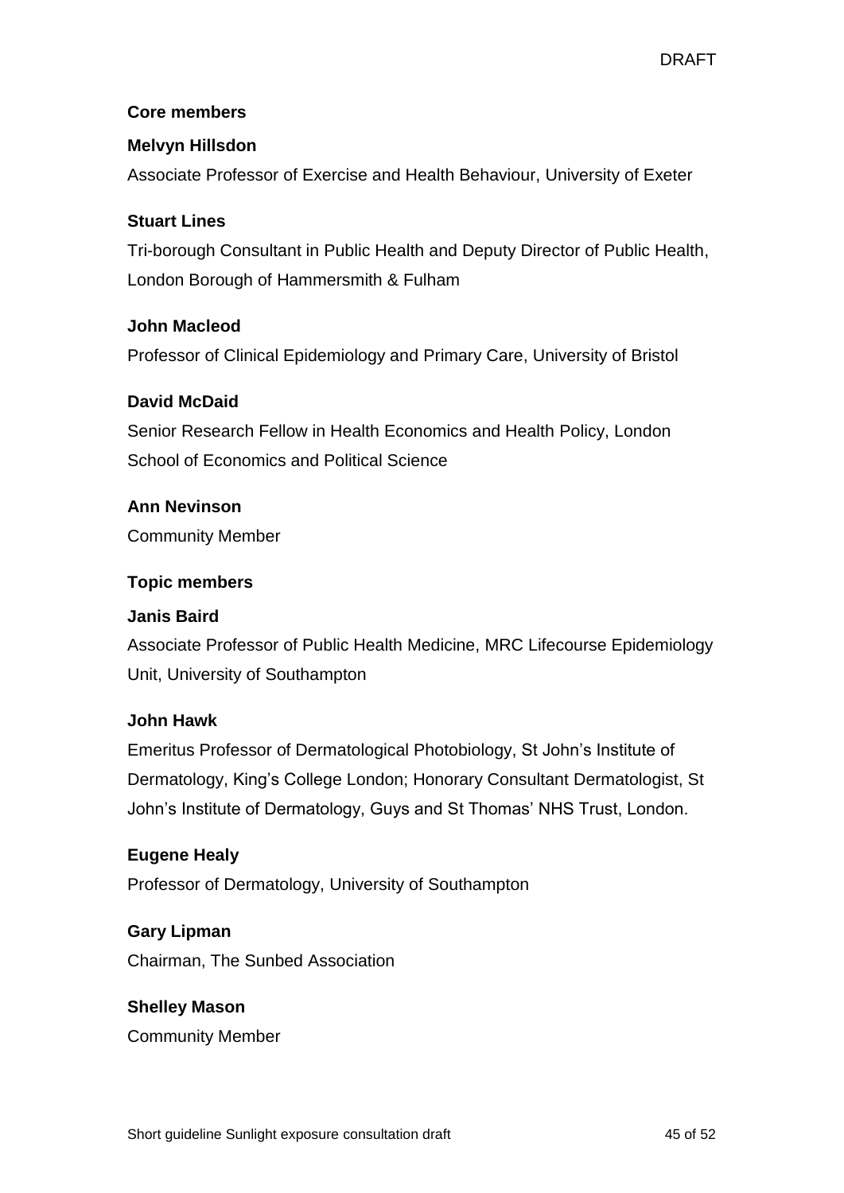### Core members

**Melvyn Hillsdon**

Associate Professor of Exercise and Health Behaviour, University of Exeter

**Stuart Lines**

Tri-borough Consultant in Public Health and Deputy Director of Public Health, London Borough of Hammersmith & Fulham

**John Macleod**

Professor of Clinical Epidemiology and Primary Care, University of Bristol

**David McDaid**

Senior Research Fellow in Health Economics and Health Policy, London School of Economics and Political Science

**Ann Nevinson**

Community Member

### Topic members

**Janis Baird**

Associate Professor of Public Health Medicine, MRC Lifecourse Epidemiology Unit, University of Southampton

**John Hawk**

Emeritus Professor of Dermatological Photobiology, St John's Institute of Dermatology, King's College London; Honorary Consultant Dermatologist, St John's Institute of Dermatology, Guys and St Thomas' NHS Trust, London.

**Eugene Healy**

Professor of Dermatology, University of Southampton

**Gary Lipman**

Chairman, The Sunbed Association

**Shelley Mason**

Community Member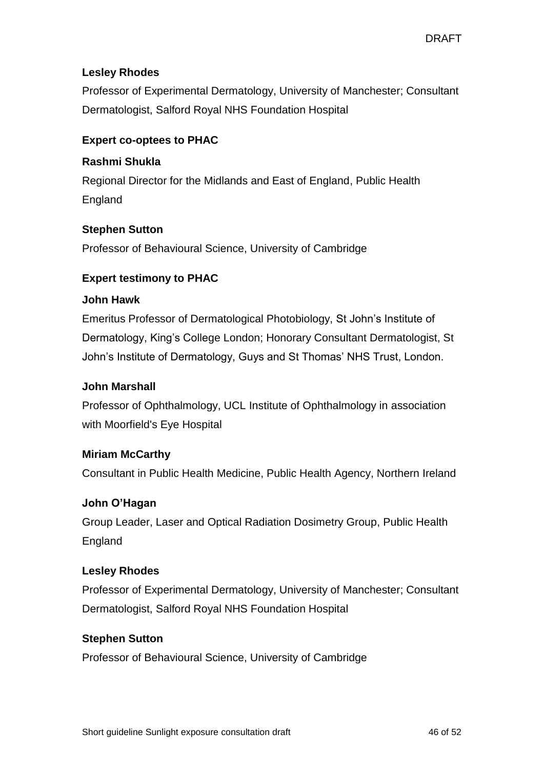**Lesley Rhodes**

Professor of Experimental Dermatology, University of Manchester; Consultant Dermatologist, Salford Royal NHS Foundation Hospital

**Expert co-optees to PHAC**

**Rashmi Shukla**

Regional Director for the Midlands and East of England, Public Health England

**Stephen Sutton**

Professor of Behavioural Science, University of Cambridge

**Expert testimony to PHAC**

**John Hawk**

Emeritus Professor of Dermatological Photobiology, St John's Institute of Dermatology, King's College London; Honorary Consultant Dermatologist, St John's Institute of Dermatology, Guys and St Thomas' NHS Trust, London.

**John Marshall**

Professor of Ophthalmology, UCL Institute of Ophthalmology in association with Moorfield's Eye Hospital

**Miriam McCarthy**

Consultant in Public Health Medicine, Public Health Agency, Northern Ireland

**John O'Hagan**

Group Leader, Laser and Optical Radiation Dosimetry Group, Public Health England

**Lesley Rhodes**

Professor of Experimental Dermatology, University of Manchester; Consultant Dermatologist, Salford Royal NHS Foundation Hospital

**Stephen Sutton**

Professor of Behavioural Science, University of Cambridge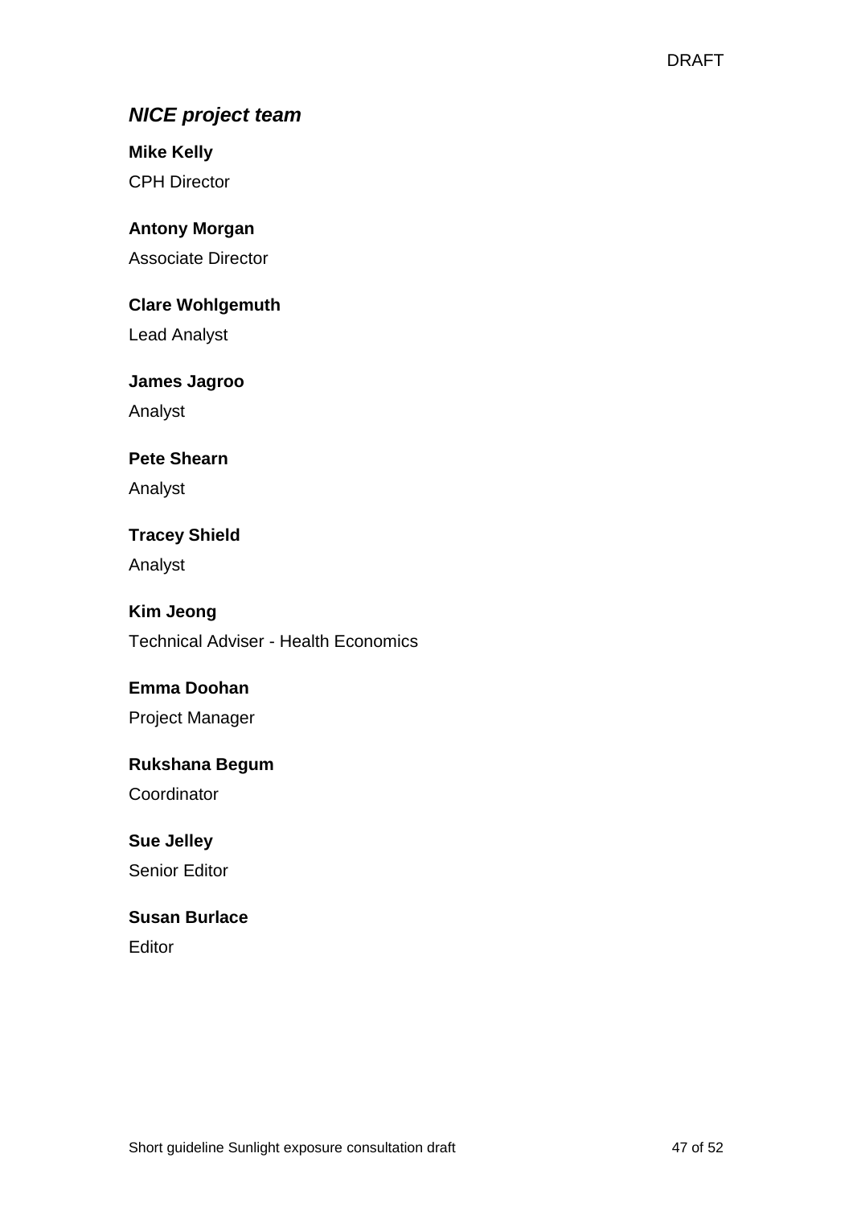### *NICE project team*

**Mike Kelly**

CPH Director

**Antony Morgan**

Associate Director

**Clare Wohlgemuth**

Lead Analyst

**James Jagroo**

Analyst

**Pete Shearn**

Analyst

**Tracey Shield**

Analyst

**Kim Jeong**

Technical Adviser - Health Economics

**Emma Doohan**

Project Manager

**Rukshana Begum**

Coordinator

**Sue Jelley**

Senior Editor

**Susan Burlace**

Editor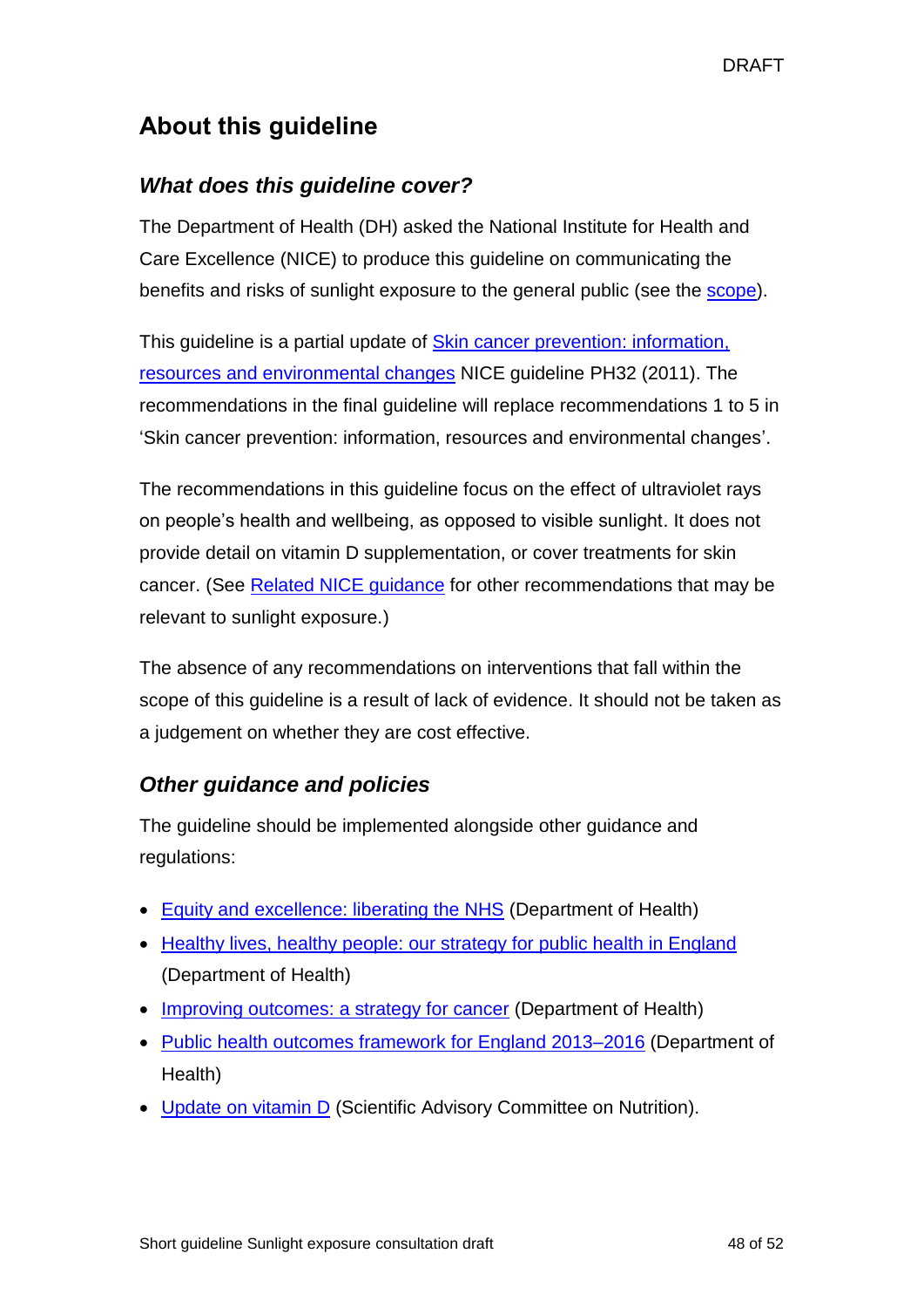## About this guideline

### *What does this guideline cover?*

The Department of Health (DH) asked the National Institute for Health and Care Excellence (NICE) to produce this guideline on communicating the benefits and risks of sunlight exposure to the general public (see the scope).

This guideline is a partial update of Skin cancer prevention: information, resources and environmental changes NICE guideline PH32 (2011). The recommendations in the final guideline will replace recommendations 1 to 5 in 'Skin cancer prevention: information, resources and environmental changes'.

The recommendations in this guideline focus on the effect of ultraviolet rays on people's health and wellbeing, as opposed to visible sunlight. It does not provide detail on vitamin D supplementation, or cover treatments for skin cancer. (See Related NICE guidance for other recommendations that may be relevant to sunlight exposure.)

The absence of any recommendations on interventions that fall within the scope of this guideline is a result of lack of evidence. It should not be taken as a judgement on whether they are cost effective.

### *Other guidance and policies*

The guideline should be implemented alongside other guidance and regulations:

- Equity and excellence: liberating the NHS (Department of Health)
- Healthy lives, healthy people: our strategy for public health in England (Department of Health)
- Improving outcomes: a strategy for cancer (Department of Health)
- Public health outcomes framework for England 2013–2016 (Department of Health)
- Update on vitamin D (Scientific Advisory Committee on Nutrition).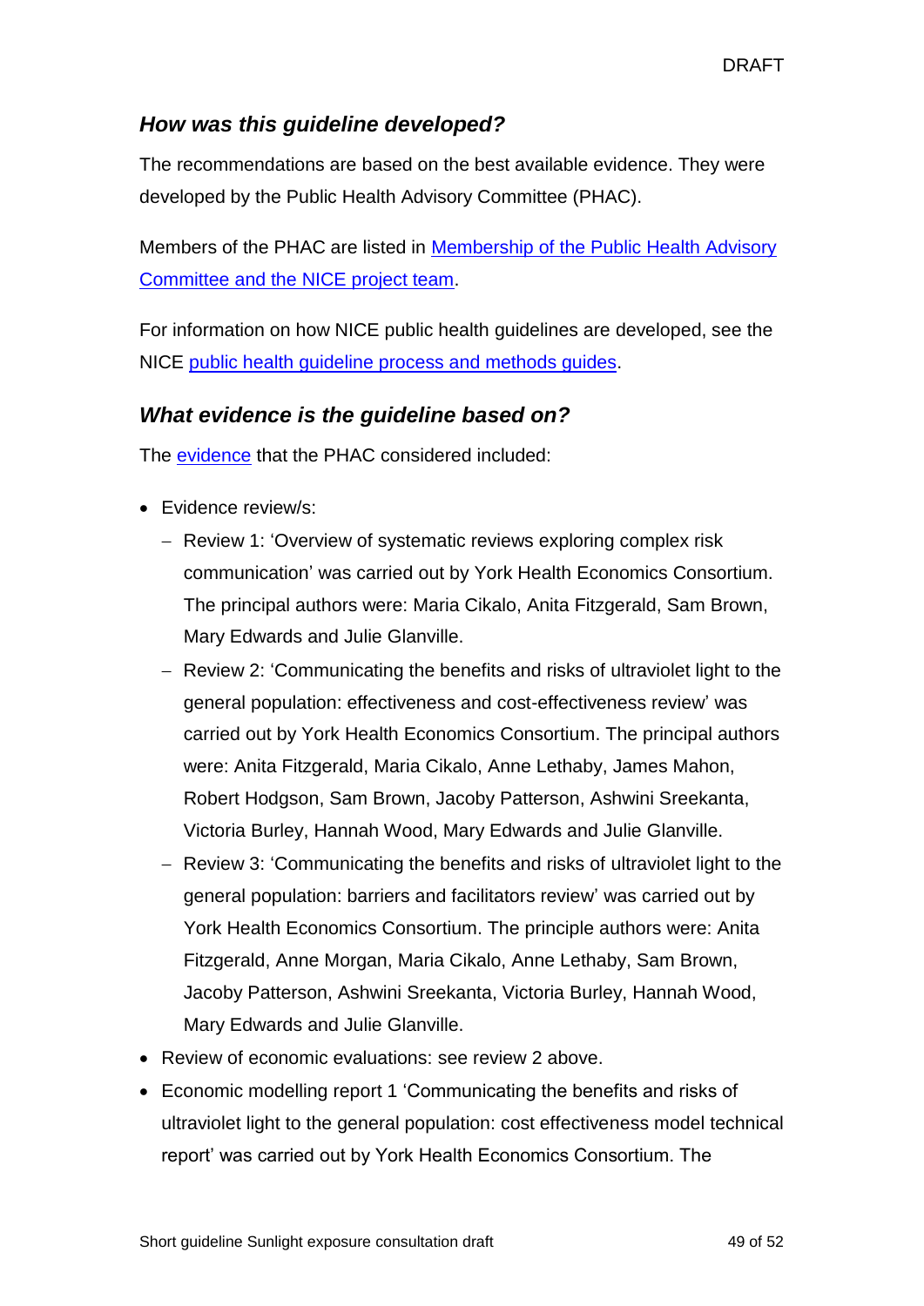### *How was this guideline developed?*

The recommendations are based on the best available evidence. They were developed by the Public Health Advisory Committee (PHAC).

Members of the PHAC are listed in [Membership of the Public Health Advisory Committee and the NICE project team].

For information on how NICE public health guidelines are developed, see the NICE [public health guideline process and methods guides].

### *What evidence is the guideline based on?*

The [evidence] that the PHAC considered included:

- Evidence review/s:
  - Review 1: 'Overview of systematic reviews exploring complex risk communication' was carried out by York Health Economics Consortium. The principal authors were: Maria Cikalo, Anita Fitzgerald, Sam Brown, Mary Edwards and Julie Glanville.
  - Review 2: 'Communicating the benefits and risks of ultraviolet light to the general population: effectiveness and cost-effectiveness review' was carried out by York Health Economics Consortium. The principal authors were: Anita Fitzgerald, Maria Cikalo, Anne Lethaby, James Mahon, Robert Hodgson, Sam Brown, Jacoby Patterson, Ashwini Sreekanta, Victoria Burley, Hannah Wood, Mary Edwards and Julie Glanville.
  - Review 3: 'Communicating the benefits and risks of ultraviolet light to the general population: barriers and facilitators review' was carried out by York Health Economics Consortium. The principle authors were: Anita Fitzgerald, Anne Morgan, Maria Cikalo, Anne Lethaby, Sam Brown, Jacoby Patterson, Ashwini Sreekanta, Victoria Burley, Hannah Wood, Mary Edwards and Julie Glanville.
- Review of economic evaluations: see review 2 above.
- Economic modelling report 1 'Communicating the benefits and risks of ultraviolet light to the general population: cost effectiveness model technical report' was carried out by York Health Economics Consortium. The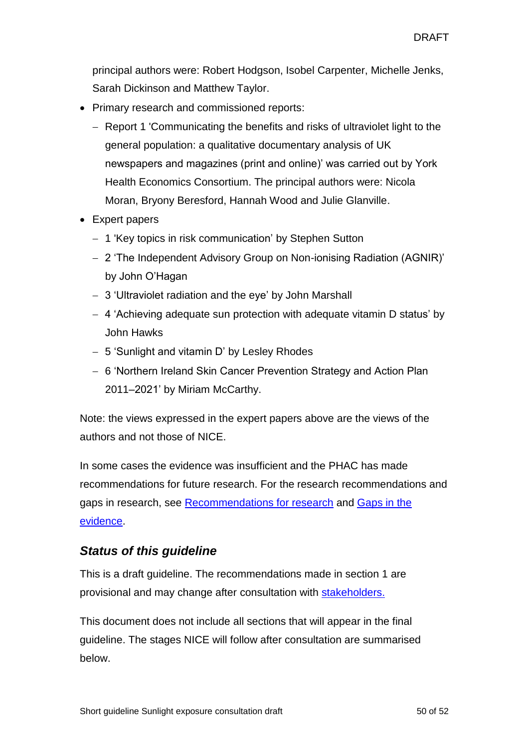principal authors were: Robert Hodgson, Isobel Carpenter, Michelle Jenks, Sarah Dickinson and Matthew Taylor.

- Primary research and commissioned reports:
  - Report 1 'Communicating the benefits and risks of ultraviolet light to the general population: a qualitative documentary analysis of UK newspapers and magazines (print and online)' was carried out by York Health Economics Consortium. The principal authors were: Nicola Moran, Bryony Beresford, Hannah Wood and Julie Glanville.
- Expert papers
  - 1 'Key topics in risk communication' by Stephen Sutton
  - 2 'The Independent Advisory Group on Non-ionising Radiation (AGNIR)' by John O'Hagan
  - 3 'Ultraviolet radiation and the eye' by John Marshall
  - 4 'Achieving adequate sun protection with adequate vitamin D status' by John Hawks
  - 5 'Sunlight and vitamin D' by Lesley Rhodes
  - 6 'Northern Ireland Skin Cancer Prevention Strategy and Action Plan 2011–2021' by Miriam McCarthy.

Note: the views expressed in the expert papers above are the views of the authors and not those of NICE.

In some cases the evidence was insufficient and the PHAC has made recommendations for future research. For the research recommendations and gaps in research, see Recommendations for research and Gaps in the evidence.

### *Status of this guideline*

This is a draft guideline. The recommendations made in section 1 are provisional and may change after consultation with stakeholders.

This document does not include all sections that will appear in the final guideline. The stages NICE will follow after consultation are summarised below.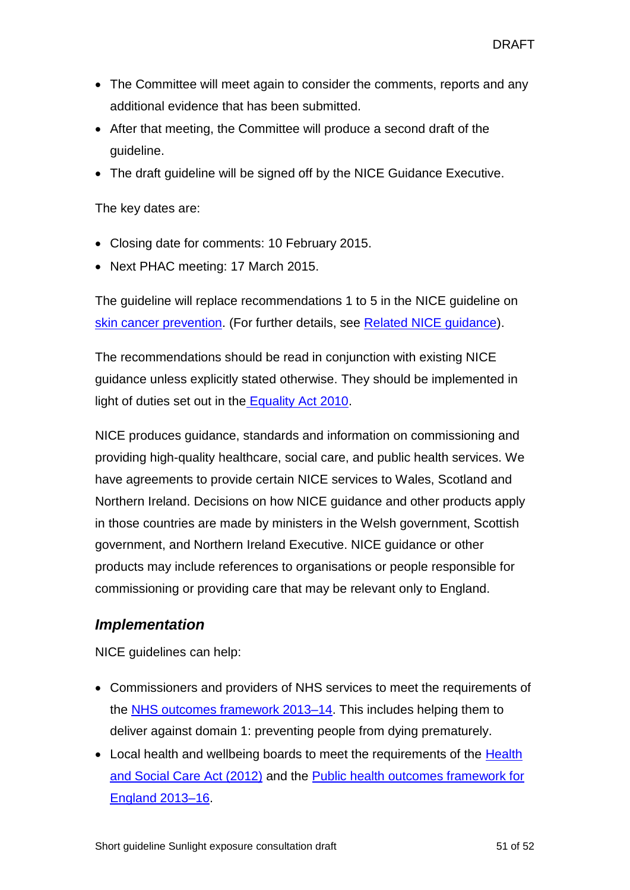- The Committee will meet again to consider the comments, reports and any additional evidence that has been submitted.
- After that meeting, the Committee will produce a second draft of the guideline.
- The draft guideline will be signed off by the NICE Guidance Executive.

The key dates are:

- Closing date for comments: 10 February 2015.
- Next PHAC meeting: 17 March 2015.

The guideline will replace recommendations 1 to 5 in the NICE guideline on skin cancer prevention. (For further details, see Related NICE guidance).

The recommendations should be read in conjunction with existing NICE guidance unless explicitly stated otherwise. They should be implemented in light of duties set out in the Equality Act 2010.

NICE produces guidance, standards and information on commissioning and providing high-quality healthcare, social care, and public health services. We have agreements to provide certain NICE services to Wales, Scotland and Northern Ireland. Decisions on how NICE guidance and other products apply in those countries are made by ministers in the Welsh government, Scottish government, and Northern Ireland Executive. NICE guidance or other products may include references to organisations or people responsible for commissioning or providing care that may be relevant only to England.

### *Implementation*

NICE guidelines can help:

- Commissioners and providers of NHS services to meet the requirements of the NHS outcomes framework 2013–14. This includes helping them to deliver against domain 1: preventing people from dying prematurely.
- Local health and wellbeing boards to meet the requirements of the Health and Social Care Act (2012) and the Public health outcomes framework for England 2013–16.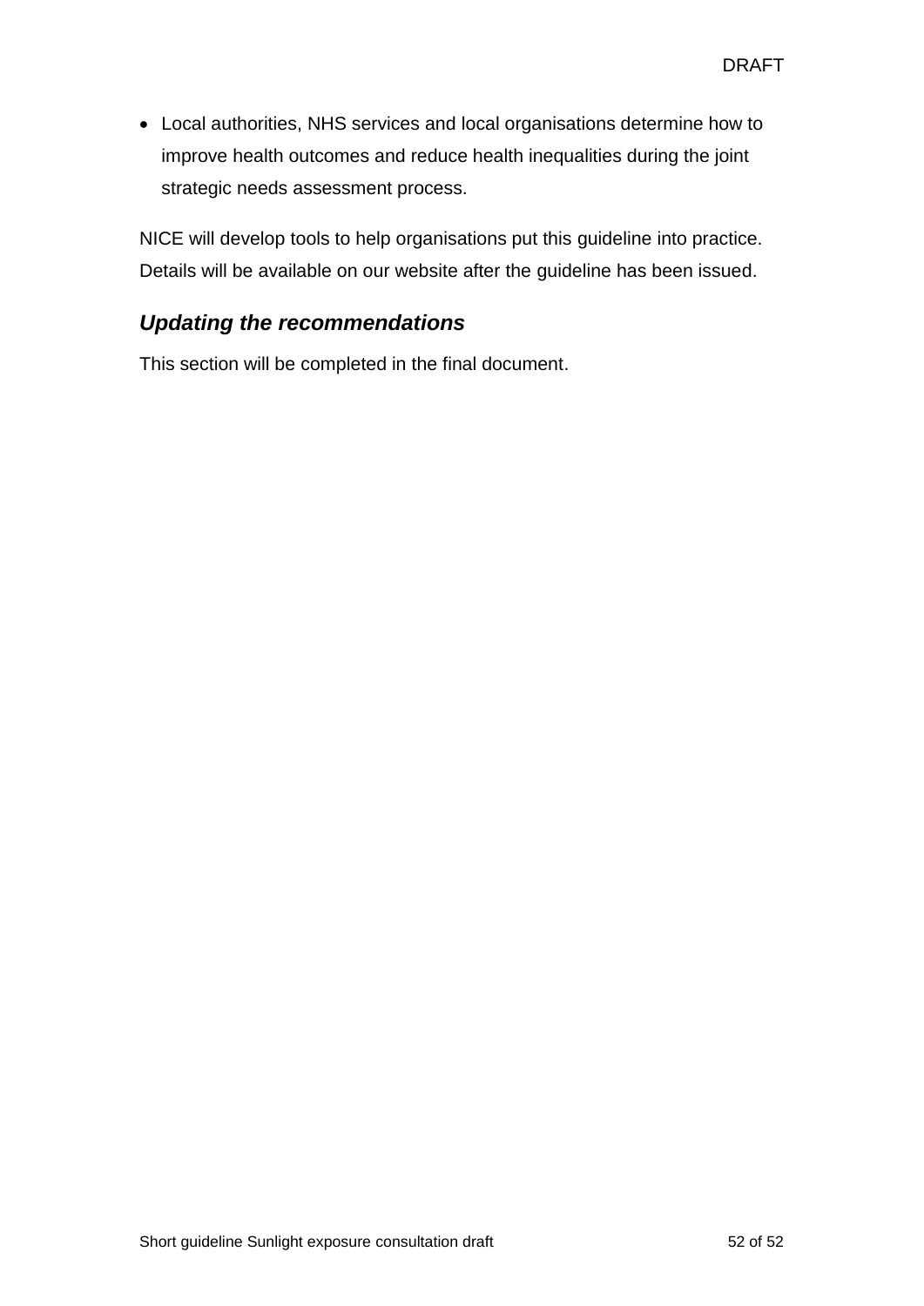- Local authorities, NHS services and local organisations determine how to improve health outcomes and reduce health inequalities during the joint strategic needs assessment process.

NICE will develop tools to help organisations put this guideline into practice. Details will be available on our website after the guideline has been issued.

### *Updating the recommendations*

This section will be completed in the final document.